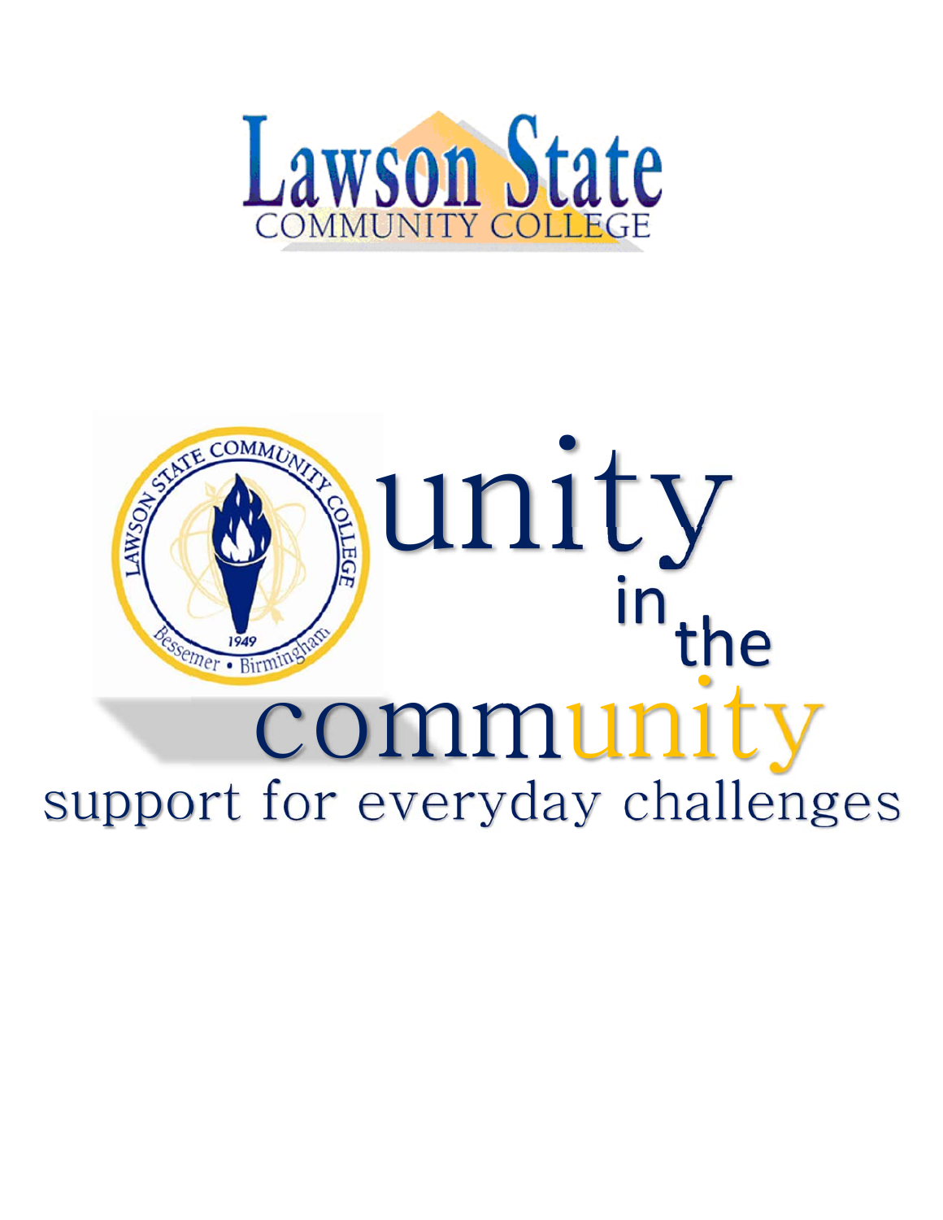# Lawson State

COMMUNITY COLLEGE

# unity in the community

## support for everyday challenges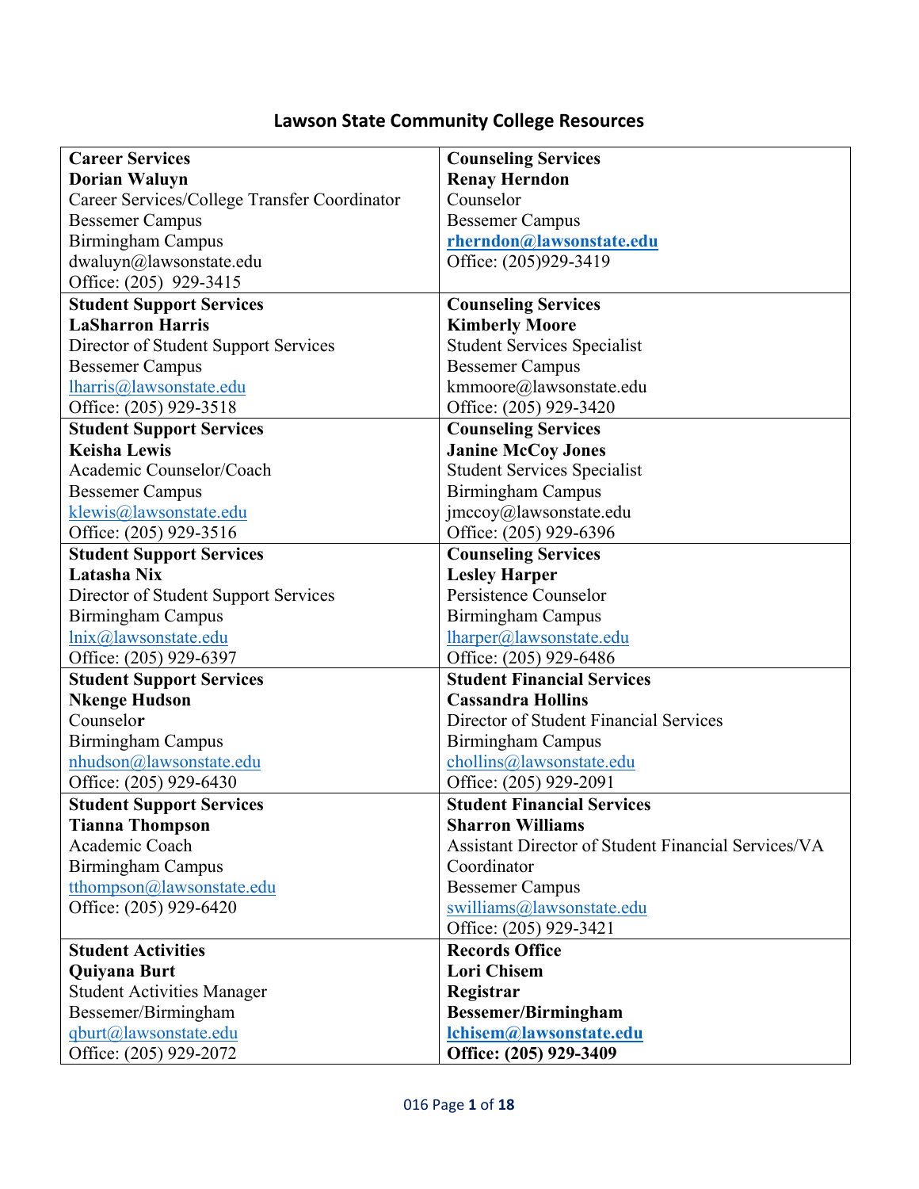## Lawson State Community College Resources

| | |
|---|---|
| **Career Services**<br>**Dorian Waluyn**<br>Career Services/College Transfer Coordinator<br>Bessemer Campus<br>Birmingham Campus<br>dwaluyn@lawsonstate.edu<br>Office: (205) 929-3415 | **Counseling Services**<br>**Renay Herndon**<br>Counselor<br>Bessemer Campus<br>**rherndon@lawsonstate.edu**<br>Office: (205)929-3419 |
| **Student Support Services**<br>**LaSharron Harris**<br>Director of Student Support Services<br>Bessemer Campus<br>lharris@lawsonstate.edu<br>Office: (205) 929-3518 | **Counseling Services**<br>**Kimberly Moore**<br>Student Services Specialist<br>Bessemer Campus<br>kmmoore@lawsonstate.edu<br>Office: (205) 929-3420 |
| **Student Support Services**<br>**Keisha Lewis**<br>Academic Counselor/Coach<br>Bessemer Campus<br>klewis@lawsonstate.edu<br>Office: (205) 929-3516 | **Counseling Services**<br>**Janine McCoy Jones**<br>Student Services Specialist<br>Birmingham Campus<br>jmccoy@lawsonstate.edu<br>Office: (205) 929-6396 |
| **Student Support Services**<br>**Latasha Nix**<br>Director of Student Support Services<br>Birmingham Campus<br>lnix@lawsonstate.edu<br>Office: (205) 929-6397 | **Counseling Services**<br>**Lesley Harper**<br>Persistence Counselor<br>Birmingham Campus<br>lharper@lawsonstate.edu<br>Office: (205) 929-6486 |
| **Student Support Services**<br>**Nkenge Hudson**<br>Counselor<br>Birmingham Campus<br>nhudson@lawsonstate.edu<br>Office: (205) 929-6430 | **Student Financial Services**<br>**Cassandra Hollins**<br>Director of Student Financial Services<br>Birmingham Campus<br>chollins@lawsonstate.edu<br>Office: (205) 929-2091 |
| **Student Support Services**<br>**Tianna Thompson**<br>Academic Coach<br>Birmingham Campus<br>tthompson@lawsonstate.edu<br>Office: (205) 929-6420 | **Student Financial Services**<br>**Sharron Williams**<br>Assistant Director of Student Financial Services/VA Coordinator<br>Bessemer Campus<br>swilliams@lawsonstate.edu<br>Office: (205) 929-3421 |
| **Student Activities**<br>**Quiyana Burt**<br>Student Activities Manager<br>Bessemer/Birmingham<br>qburt@lawsonstate.edu<br>Office: (205) 929-2072 | **Records Office**<br>**Lori Chisem**<br>**Registrar**<br>**Bessemer/Birmingham**<br>**lchisem@lawsonstate.edu**<br>**Office: (205) 929-3409** |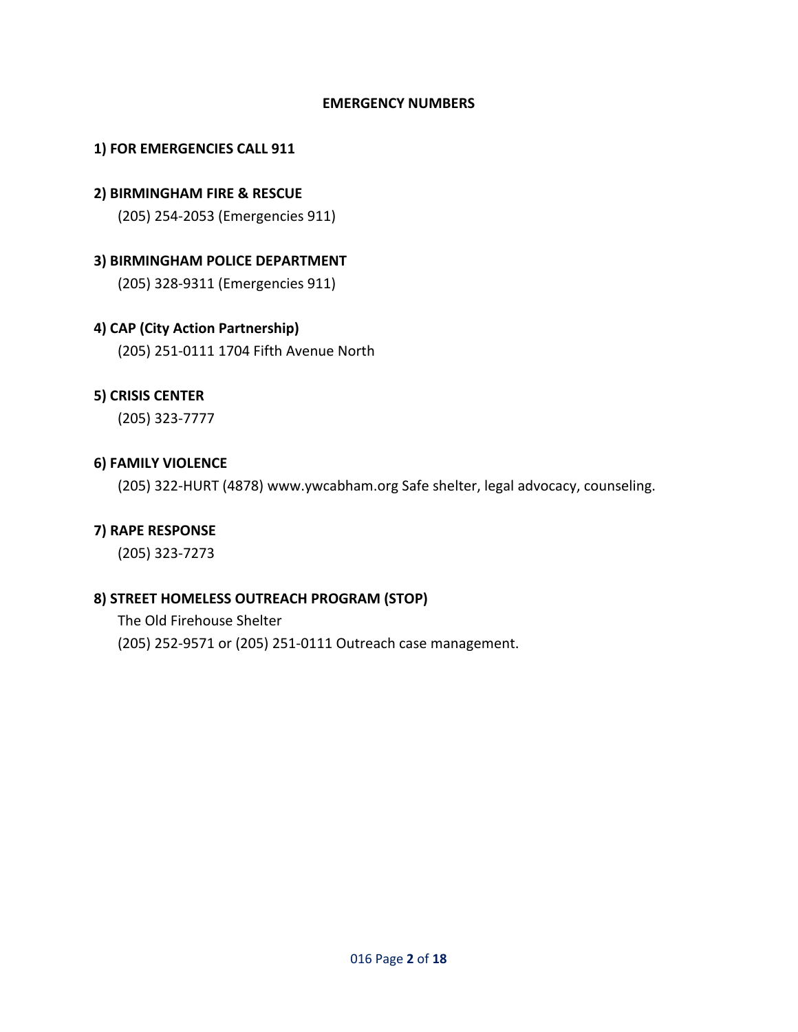## EMERGENCY NUMBERS

**1) FOR EMERGENCIES CALL 911**

**2) BIRMINGHAM FIRE & RESCUE**

(205) 254-2053 (Emergencies 911)

**3) BIRMINGHAM POLICE DEPARTMENT**

(205) 328-9311 (Emergencies 911)

**4) CAP (City Action Partnership)**

(205) 251-0111 1704 Fifth Avenue North

**5) CRISIS CENTER**

(205) 323-7777

**6) FAMILY VIOLENCE**

(205) 322-HURT (4878) www.ywcabham.org Safe shelter, legal advocacy, counseling.

**7) RAPE RESPONSE**

(205) 323-7273

**8) STREET HOMELESS OUTREACH PROGRAM (STOP)**

The Old Firehouse Shelter

(205) 252-9571 or (205) 251-0111 Outreach case management.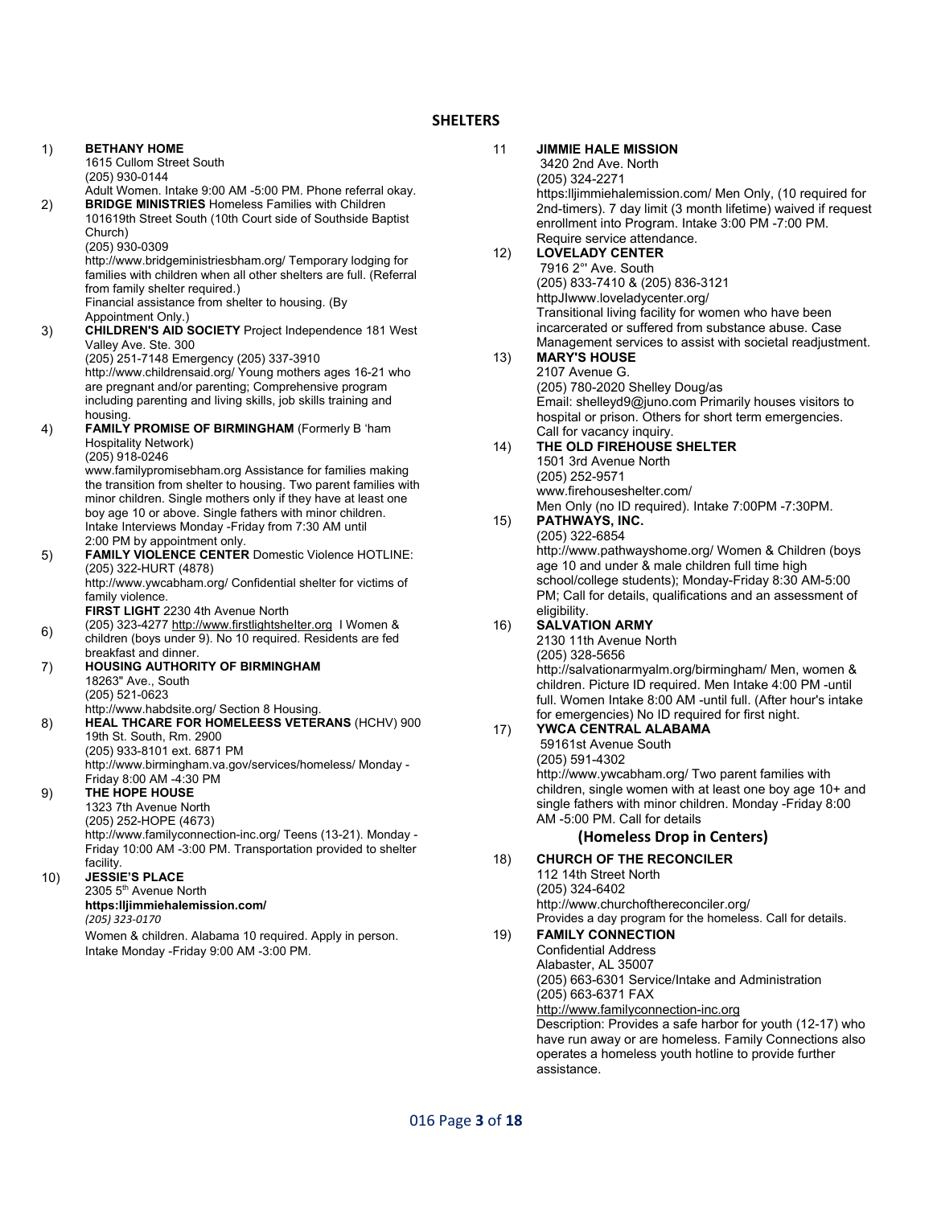## SHELTERS

1) **BETHANY HOME**
1615 Cullom Street South
(205) 930-0144
Adult Women. Intake 9:00 AM -5:00 PM. Phone referral okay.

2) **BRIDGE MINISTRIES** Homeless Families with Children
101619th Street South (10th Court side of Southside Baptist Church)
(205) 930-0309
http://www.bridgeministriesbham.org/ Temporary lodging for families with children when all other shelters are full. (Referral from family shelter required.)
Financial assistance from shelter to housing. (By Appointment Only.)

3) **CHILDREN'S AID SOCIETY** Project Independence 181 West Valley Ave. Ste. 300
(205) 251-7148 Emergency (205) 337-3910
http://www.childrensaid.org/ Young mothers ages 16-21 who are pregnant and/or parenting; Comprehensive program including parenting and living skills, job skills training and housing.

4) **FAMILY PROMISE OF BIRMINGHAM** (Formerly B 'ham Hospitality Network)
(205) 918-0246
www.familypromisebham.org Assistance for families making the transition from shelter to housing. Two parent families with minor children. Single mothers only if they have at least one boy age 10 or above. Single fathers with minor children. Intake Interviews Monday -Friday from 7:30 AM until 2:00 PM by appointment only.

5) **FAMILY VIOLENCE CENTER** Domestic Violence HOTLINE: (205) 322-HURT (4878)
http://www.ywcabham.org/ Confidential shelter for victims of family violence.

6) **FIRST LIGHT** 2230 4th Avenue North
(205) 323-4277 http://www.firstlightshelter.org I Women & children (boys under 9). No 10 required. Residents are fed breakfast and dinner.

7) **HOUSING AUTHORITY OF BIRMINGHAM**
18263" Ave., South
(205) 521-0623
http://www.habdsite.org/ Section 8 Housing.

8) **HEAL THCARE FOR HOMELEESS VETERANS** (HCHV) 900 19th St. South, Rm. 2900
(205) 933-8101 ext. 6871 PM
http://www.birmingham.va.gov/services/homeless/ Monday -Friday 8:00 AM -4:30 PM

9) **THE HOPE HOUSE**
1323 7th Avenue North
(205) 252-HOPE (4673)
http://www.familyconnection-inc.org/ Teens (13-21). Monday -Friday 10:00 AM -3:00 PM. Transportation provided to shelter facility.

10) **JESSIE'S PLACE**
2305 5th Avenue North
**https:lljimmiehalemission.com/**
*(205) 323-0170*
Women & children. Alabama 10 required. Apply in person. Intake Monday -Friday 9:00 AM -3:00 PM.

11 **JIMMIE HALE MISSION**
3420 2nd Ave. North
(205) 324-2271
https:lljimmiehalemission.com/ Men Only, (10 required for 2nd-timers). 7 day limit (3 month lifetime) waived if request enrollment into Program. Intake 3:00 PM -7:00 PM. Require service attendance.

12) **LOVELADY CENTER**
7916 2°' Ave. South
(205) 833-7410 & (205) 836-3121
httpJlwww.loveladycenter.org/
Transitional living facility for women who have been incarcerated or suffered from substance abuse. Case Management services to assist with societal readjustment.

13) **MARY'S HOUSE**
2107 Avenue G.
(205) 780-2020 Shelley Doug/as
Email: shelleyd9@juno.com Primarily houses visitors to hospital or prison. Others for short term emergencies. Call for vacancy inquiry.

14) **THE OLD FIREHOUSE SHELTER**
1501 3rd Avenue North
(205) 252-9571
www.firehouseshelter.com/
Men Only (no ID required). Intake 7:00PM -7:30PM.

15) **PATHWAYS, INC.**
(205) 322-6854
http://www.pathwayshome.org/ Women & Children (boys age 10 and under & male children full time high school/college students); Monday-Friday 8:30 AM-5:00 PM; Call for details, qualifications and an assessment of eligibility.

16) **SALVATION ARMY**
2130 11th Avenue North
(205) 328-5656
http://salvationarmyalm.org/birmingham/ Men, women & children. Picture ID required. Men Intake 4:00 PM -until full. Women Intake 8:00 AM -until full. (After hour's intake for emergencies) No ID required for first night.

17) **YWCA CENTRAL ALABAMA**
59161st Avenue South
(205) 591-4302
http://www.ywcabham.org/ Two parent families with children, single women with at least one boy age 10+ and single fathers with minor children. Monday -Friday 8:00 AM -5:00 PM. Call for details

### (Homeless Drop in Centers)

18) **CHURCH OF THE RECONCILER**
112 14th Street North
(205) 324-6402
http://www.churchofthereconciler.org/
Provides a day program for the homeless. Call for details.

19) **FAMILY CONNECTION**
Confidential Address
Alabaster, AL 35007
(205) 663-6301 Service/Intake and Administration
(205) 663-6371 FAX
http://www.familyconnection-inc.org
Description: Provides a safe harbor for youth (12-17) who have run away or are homeless. Family Connections also operates a homeless youth hotline to provide further assistance.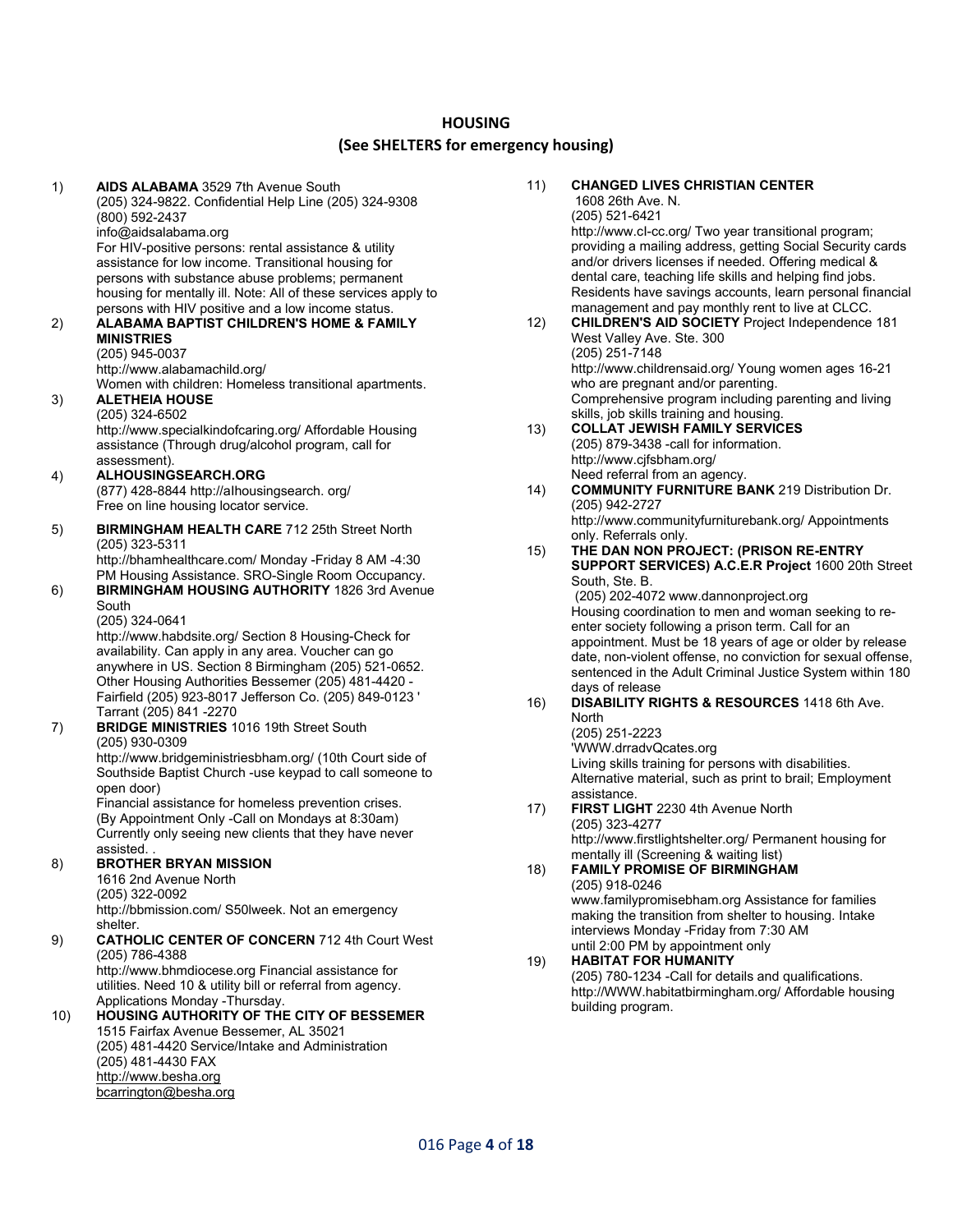## HOUSING

## (See SHELTERS for emergency housing)

1) **AIDS ALABAMA** 3529 7th Avenue South
(205) 324-9822. Confidential Help Line (205) 324-9308
(800) 592-2437
info@aidsalabama.org
For HIV-positive persons: rental assistance & utility assistance for low income. Transitional housing for persons with substance abuse problems; permanent housing for mentally ill. Note: All of these services apply to persons with HIV positive and a low income status.

2) **ALABAMA BAPTIST CHILDREN'S HOME & FAMILY MINISTRIES**
(205) 945-0037
http://www.alabamachild.org/
Women with children: Homeless transitional apartments.

3) **ALETHEIA HOUSE**
(205) 324-6502
http://www.specialkindofcaring.org/ Affordable Housing assistance (Through drug/alcohol program, call for assessment).

4) **ALHOUSINGSEARCH.ORG**
(877) 428-8844 http://alhousingsearch. org/
Free on line housing locator service.

5) **BIRMINGHAM HEALTH CARE** 712 25th Street North
(205) 323-5311
http://bhamhealthcare.com/ Monday -Friday 8 AM -4:30 PM Housing Assistance. SRO-Single Room Occupancy.

6) **BIRMINGHAM HOUSING AUTHORITY** 1826 3rd Avenue South
(205) 324-0641
http://www.habdsite.org/ Section 8 Housing-Check for availability. Can apply in any area. Voucher can go anywhere in US. Section 8 Birmingham (205) 521-0652. Other Housing Authorities Bessemer (205) 481-4420 - Fairfield (205) 923-8017 Jefferson Co. (205) 849-0123 ' Tarrant (205) 841 -2270

7) **BRIDGE MINISTRIES** 1016 19th Street South
(205) 930-0309
http://www.bridgeministriesbham.org/ (10th Court side of Southside Baptist Church -use keypad to call someone to open door)
Financial assistance for homeless prevention crises. (By Appointment Only -Call on Mondays at 8:30am) Currently only seeing new clients that they have never assisted. .

8) **BROTHER BRYAN MISSION**
1616 2nd Avenue North
(205) 322-0092
http://bbmission.com/ S50lweek. Not an emergency shelter.

9) **CATHOLIC CENTER OF CONCERN** 712 4th Court West
(205) 786-4388
http://www.bhmdiocese.org Financial assistance for utilities. Need 10 & utility bill or referral from agency. Applications Monday -Thursday.

10) **HOUSING AUTHORITY OF THE CITY OF BESSEMER**
1515 Fairfax Avenue Bessemer, AL 35021
(205) 481-4420 Service/Intake and Administration
(205) 481-4430 FAX
http://www.besha.org
bcarrington@besha.org

11) **CHANGED LIVES CHRISTIAN CENTER**
1608 26th Ave. N.
(205) 521-6421
http://www.cl-cc.org/ Two year transitional program; providing a mailing address, getting Social Security cards and/or drivers licenses if needed. Offering medical & dental care, teaching life skills and helping find jobs. Residents have savings accounts, learn personal financial management and pay monthly rent to live at CLCC.

12) **CHILDREN'S AID SOCIETY** Project Independence 181 West Valley Ave. Ste. 300
(205) 251-7148
http://www.childrensaid.org/ Young women ages 16-21 who are pregnant and/or parenting.
Comprehensive program including parenting and living skills, job skills training and housing.

13) **COLLAT JEWISH FAMILY SERVICES**
(205) 879-3438 -call for information.
http://www.cjfsbham.org/
Need referral from an agency.

14) **COMMUNITY FURNITURE BANK** 219 Distribution Dr.
(205) 942-2727
http://www.communityfurniturebank.org/ Appointments only. Referrals only.

15) **THE DAN NON PROJECT: (PRISON RE-ENTRY SUPPORT SERVICES) A.C.E.R Project** 1600 20th Street South, Ste. B.
(205) 202-4072 www.dannonproject.org
Housing coordination to men and woman seeking to re-enter society following a prison term. Call for an appointment. Must be 18 years of age or older by release date, non-violent offense, no conviction for sexual offense, sentenced in the Adult Criminal Justice System within 180 days of release

16) **DISABILITY RIGHTS & RESOURCES** 1418 6th Ave. North
(205) 251-2223
'WWW.drradvQcates.org
Living skills training for persons with disabilities. Alternative material, such as print to brail; Employment assistance.

17) **FIRST LIGHT** 2230 4th Avenue North
(205) 323-4277
http://www.firstlightshelter.org/ Permanent housing for mentally ill (Screening & waiting list)

18) **FAMILY PROMISE OF BIRMINGHAM**
(205) 918-0246
www.familypromisebham.org Assistance for families making the transition from shelter to housing. Intake interviews Monday -Friday from 7:30 AM until 2:00 PM by appointment only

19) **HABITAT FOR HUMANITY**
(205) 780-1234 -Call for details and qualifications.
http://WWW.habitatbirmingham.org/ Affordable housing building program.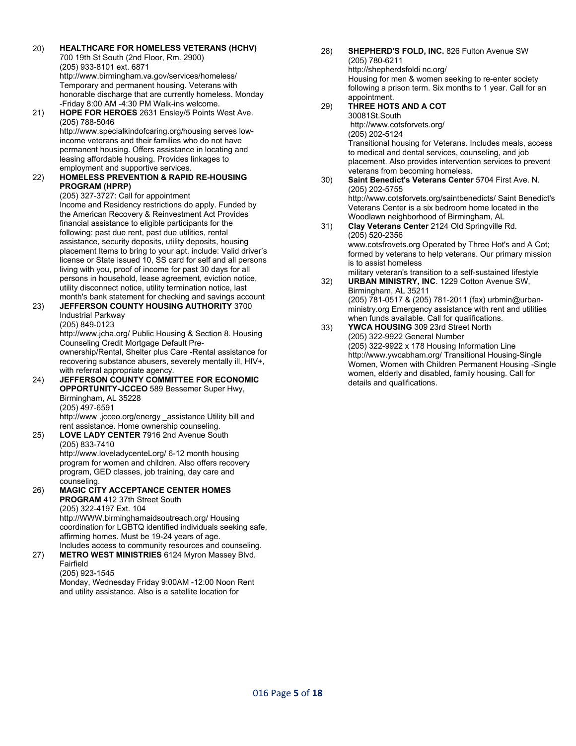20) **HEALTHCARE FOR HOMELESS VETERANS (HCHV)**
700 19th St South (2nd Floor, Rm. 2900)
(205) 933-8101 ext. 6871
http://www.birmingham.va.gov/services/homeless/
Temporary and permanent housing. Veterans with honorable discharge that are currently homeless. Monday -Friday 8:00 AM -4:30 PM Walk-ins welcome.

21) **HOPE FOR HEROES** 2631 Ensley/5 Points West Ave.
(205) 788-5046
http://www.specialkindofcaring.org/housing serves low-income veterans and their families who do not have permanent housing. Offers assistance in locating and leasing affordable housing. Provides linkages to employment and supportive services.

22) **HOMELESS PREVENTION & RAPID RE-HOUSING PROGRAM (HPRP)**
(205) 327-3727: Call for appointment
Income and Residency restrictions do apply. Funded by the American Recovery & Reinvestment Act Provides financial assistance to eligible participants for the following: past due rent, past due utilities, rental assistance, security deposits, utility deposits, housing placement Items to bring to your apt. include: Valid driver's license or State issued 10, SS card for self and all persons living with you, proof of income for past 30 days for all persons in household, lease agreement, eviction notice, utility disconnect notice, utility termination notice, last month's bank statement for checking and savings account

23) **JEFFERSON COUNTY HOUSING AUTHORITY** 3700 Industrial Parkway
(205) 849-0123
http://www.jcha.org/ Public Housing & Section 8. Housing Counseling Credit Mortgage Default Pre-ownership/Rental, Shelter plus Care -Rental assistance for recovering substance abusers, severely mentally ill, HIV+, with referral appropriate agency.

24) **JEFFERSON COUNTY COMMITTEE FOR ECONOMIC OPPORTUNITY-JCCEO** 589 Bessemer Super Hwy, Birmingham, AL 35228
(205) 497-6591
http://www .jcceo.org/energy _assistance Utility bill and rent assistance. Home ownership counseling.

25) **LOVE LADY CENTER** 7916 2nd Avenue South
(205) 833-7410
http://www.loveladycenteLorg/ 6-12 month housing program for women and children. Also offers recovery program, GED classes, job training, day care and counseling.

26) **MAGIC CITY ACCEPTANCE CENTER HOMES PROGRAM** 412 37th Street South
(205) 322-4197 Ext. 104
http://WWW.birminghamaidsoutreach.org/ Housing coordination for LGBTQ identified individuals seeking safe, affirming homes. Must be 19-24 years of age. Includes access to community resources and counseling.

27) **METRO WEST MINISTRIES** 6124 Myron Massey Blvd. Fairfield
(205) 923-1545
Monday, Wednesday Friday 9:00AM -12:00 Noon Rent and utility assistance. Also is a satellite location for

28) **SHEPHERD'S FOLD, INC.** 826 Fulton Avenue SW
(205) 780-6211
http://shepherdsfoldi nc.org/
Housing for men & women seeking to re-enter society following a prison term. Six months to 1 year. Call for an appointment.

29) **THREE HOTS AND A COT**
30081St.South
http://www.cotsforvets.org/
(205) 202-5124
Transitional housing for Veterans. Includes meals, access to medical and dental services, counseling, and job placement. Also provides intervention services to prevent veterans from becoming homeless.

30) **Saint Benedict's Veterans Center** 5704 First Ave. N.
(205) 202-5755
http://www.cotsforvets.org/saintbenedicts/ Saint Benedict's Veterans Center is a six bedroom home located in the Woodlawn neighborhood of Birmingham, AL

31) **Clay Veterans Center** 2124 Old Springville Rd.
(205) 520-2356
www.cotsfrovets.org Operated by Three Hot's and A Cot; formed by veterans to help veterans. Our primary mission is to assist homeless
military veteran's transition to a self-sustained lifestyle

32) **URBAN MINISTRY, INC**. 1229 Cotton Avenue SW, Birmingham, AL 35211
(205) 781-0517 & (205) 781-2011 (fax) urbmin@urban-ministry.org Emergency assistance with rent and utilities when funds available. Call for qualifications.

33) **YWCA HOUSING** 309 23rd Street North
(205) 322-9922 General Number
(205) 322-9922 x 178 Housing Information Line
http://www.ywcabham.org/ Transitional Housing-Single Women, Women with Children Permanent Housing -Single women, elderly and disabled, family housing. Call for details and qualifications.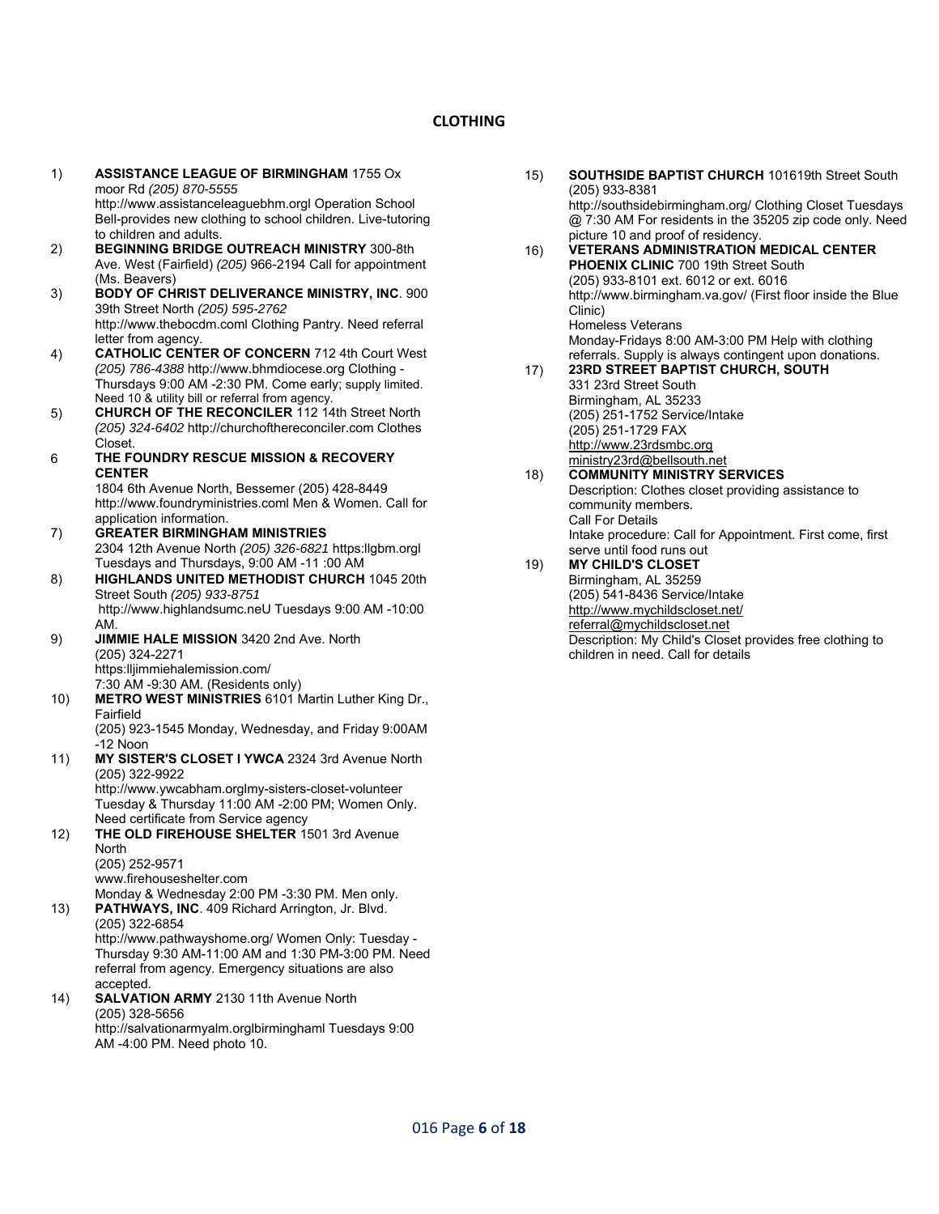## CLOTHING

1) **ASSISTANCE LEAGUE OF BIRMINGHAM** 1755 Ox moor Rd *(205) 870-5555* http://www.assistanceleaguebhm.orgl Operation School Bell-provides new clothing to school children. Live-tutoring to children and adults.

2) **BEGINNING BRIDGE OUTREACH MINISTRY** 300-8th Ave. West (Fairfield) *(205)* 966-2194 Call for appointment (Ms. Beavers)

3) **BODY OF CHRIST DELIVERANCE MINISTRY, INC**. 900 39th Street North *(205) 595-2762* http://www.thebocdm.coml Clothing Pantry. Need referral letter from agency.

4) **CATHOLIC CENTER OF CONCERN** 712 4th Court West *(205) 786-4388* http://www.bhmdiocese.org Clothing - Thursdays 9:00 AM -2:30 PM. Come early; supply limited. Need 10 & utility bill or referral from agency.

5) **CHURCH OF THE RECONCILER** 112 14th Street North *(205) 324-6402* http://churchofthereconciler.com Clothes Closet.

6 **THE FOUNDRY RESCUE MISSION & RECOVERY CENTER**
1804 6th Avenue North, Bessemer (205) 428-8449 http://www.foundryministries.coml Men & Women. Call for application information.

7) **GREATER BIRMINGHAM MINISTRIES**
2304 12th Avenue North *(205) 326-6821* https:llgbm.orgl Tuesdays and Thursdays, 9:00 AM -11 :00 AM

8) **HIGHLANDS UNITED METHODIST CHURCH** 1045 20th Street South *(205) 933-8751*
http://www.highlandsumc.neU Tuesdays 9:00 AM -10:00 AM.

9) **JIMMIE HALE MISSION** 3420 2nd Ave. North
(205) 324-2271
https:lljimmiehalemission.com/
7:30 AM -9:30 AM. (Residents only)

10) **METRO WEST MINISTRIES** 6101 Martin Luther King Dr., Fairfield
(205) 923-1545 Monday, Wednesday, and Friday 9:00AM -12 Noon

11) **MY SISTER'S CLOSET I YWCA** 2324 3rd Avenue North
(205) 322-9922
http://www.ywcabham.orglmy-sisters-closet-volunteer
Tuesday & Thursday 11:00 AM -2:00 PM; Women Only. Need certificate from Service agency

12) **THE OLD FIREHOUSE SHELTER** 1501 3rd Avenue North
(205) 252-9571
www.firehouseshelter.com
Monday & Wednesday 2:00 PM -3:30 PM. Men only.

13) **PATHWAYS, INC**. 409 Richard Arrington, Jr. Blvd.
(205) 322-6854
http://www.pathwayshome.org/ Women Only: Tuesday - Thursday 9:30 AM-11:00 AM and 1:30 PM-3:00 PM. Need referral from agency. Emergency situations are also accepted.

14) **SALVATION ARMY** 2130 11th Avenue North
(205) 328-5656
http://salvationarmyalm.orglbirminghaml Tuesdays 9:00 AM -4:00 PM. Need photo 10.

15) **SOUTHSIDE BAPTIST CHURCH** 101619th Street South
(205) 933-8381
http://southsidebirmingham.org/ Clothing Closet Tuesdays @ 7:30 AM For residents in the 35205 zip code only. Need picture 10 and proof of residency.

16) **VETERANS ADMINISTRATION MEDICAL CENTER PHOENIX CLINIC** 700 19th Street South
(205) 933-8101 ext. 6012 or ext. 6016
http://www.birmingham.va.gov/ (First floor inside the Blue Clinic)
Homeless Veterans
Monday-Fridays 8:00 AM-3:00 PM Help with clothing referrals. Supply is always contingent upon donations.

17) **23RD STREET BAPTIST CHURCH, SOUTH**
331 23rd Street South
Birmingham, AL 35233
(205) 251-1752 Service/Intake
(205) 251-1729 FAX
http://www.23rdsmbc.org
ministry23rd@bellsouth.net

18) **COMMUNITY MINISTRY SERVICES**
Description: Clothes closet providing assistance to community members.
Call For Details
Intake procedure: Call for Appointment. First come, first serve until food runs out

19) **MY CHILD'S CLOSET**
Birmingham, AL 35259
(205) 541-8436 Service/Intake
http://www.mychildscloset.net/
referral@mychildscloset.net
Description: My Child's Closet provides free clothing to children in need. Call for details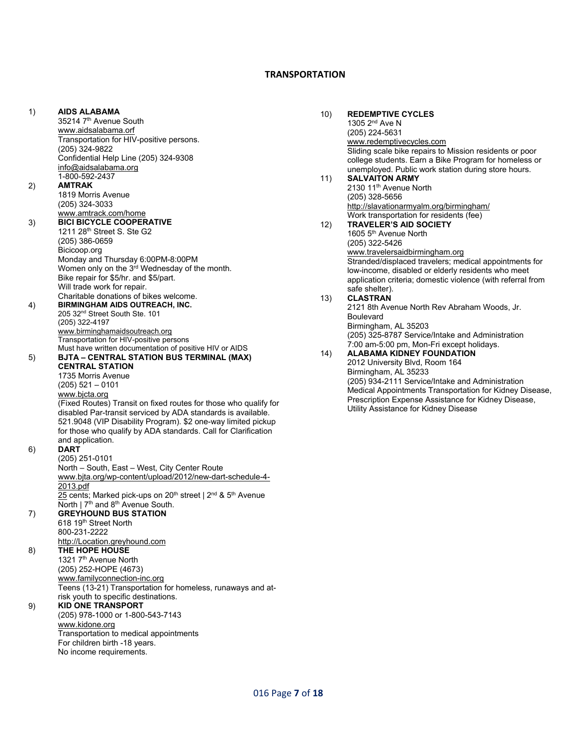## TRANSPORTATION

1) **AIDS ALABAMA**
35214 7th Avenue South
www.aidsalabama.orf
Transportation for HIV-positive persons.
(205) 324-9822
Confidential Help Line (205) 324-9308
info@aidsalabama.org
1-800-592-2437

2) **AMTRAK**
1819 Morris Avenue
(205) 324-3033
www.amtrack.com/home

3) **BICI BICYCLE COOPERATIVE**
1211 28th Street S. Ste G2
(205) 386-0659
Bicicoop.org
Monday and Thursday 6:00PM-8:00PM
Women only on the 3rd Wednesday of the month.
Bike repair for $5/hr. and $5/part.
Will trade work for repair.
Charitable donations of bikes welcome.

4) **BIRMINGHAM AIDS OUTREACH, INC.**
205 32nd Street South Ste. 101
(205) 322-4197
www.birminghamaidsoutreach.org
Transportation for HIV-positive persons
Must have written documentation of positive HIV or AIDS

5) **BJTA – CENTRAL STATION BUS TERMINAL (MAX) CENTRAL STATION**
1735 Morris Avenue
(205) 521 – 0101
www.bjcta.org
(Fixed Routes) Transit on fixed routes for those who qualify for disabled Par-transit serviced by ADA standards is available. 521.9048 (VIP Disability Program). $2 one-way limited pickup for those who qualify by ADA standards. Call for Clarification and application.

6) **DART**
(205) 251-0101
North – South, East – West, City Center Route
www.bjta.org/wp-content/upload/2012/new-dart-schedule-4-2013.pdf
25 cents; Marked pick-ups on 20th street | 2nd & 5th Avenue North | 7th and 8th Avenue South.

7) **GREYHOUND BUS STATION**
618 19th Street North
800-231-2222
http://Location.greyhound.com

8) **THE HOPE HOUSE**
1321 7th Avenue North
(205) 252-HOPE (4673)
www.familyconnection-inc.org
Teens (13-21) Transportation for homeless, runaways and at-risk youth to specific destinations.

9) **KID ONE TRANSPORT**
(205) 978-1000 or 1-800-543-7143
www.kidone.org
Transportation to medical appointments
For children birth -18 years.
No income requirements.

10) **REDEMPTIVE CYCLES**
1305 2nd Ave N
(205) 224-5631
www.redemptivecycles.com
Sliding scale bike repairs to Mission residents or poor college students. Earn a Bike Program for homeless or unemployed. Public work station during store hours.

11) **SALVAITON ARMY**
2130 11th Avenue North
(205) 328-5656
http://slavationarmyalm.org/birmingham/
Work transportation for residents (fee)

12) **TRAVELER'S AID SOCIETY**
1605 5th Avenue North
(205) 322-5426
www.travelersaidbirmingham.org
Stranded/displaced travelers; medical appointments for low-income, disabled or elderly residents who meet application criteria; domestic violence (with referral from safe shelter).

13) **CLASTRAN**
2121 8th Avenue North Rev Abraham Woods, Jr. Boulevard
Birmingham, AL 35203
(205) 325-8787 Service/Intake and Administration
7:00 am-5:00 pm, Mon-Fri except holidays.

14) **ALABAMA KIDNEY FOUNDATION**
2012 University Blvd, Room 164
Birmingham, AL 35233
(205) 934-2111 Service/Intake and Administration
Medical Appointments Transportation for Kidney Disease, Prescription Expense Assistance for Kidney Disease, Utility Assistance for Kidney Disease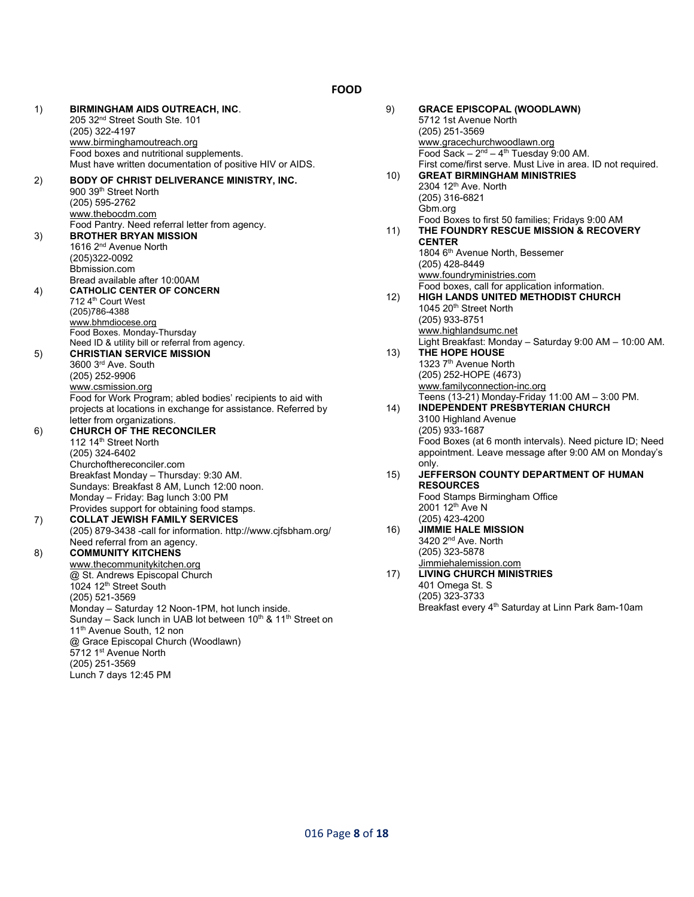# FOOD

1) **BIRMINGHAM AIDS OUTREACH, INC**.
205 32nd Street South Ste. 101
(205) 322-4197
www.birminghamoutreach.org
Food boxes and nutritional supplements.
Must have written documentation of positive HIV or AIDS.

2) **BODY OF CHRIST DELIVERANCE MINISTRY, INC.**
900 39th Street North
(205) 595-2762
www.thebocdm.com
Food Pantry. Need referral letter from agency.

3) **BROTHER BRYAN MISSION**
1616 2nd Avenue North
(205)322-0092
Bbmission.com
Bread available after 10:00AM

4) **CATHOLIC CENTER OF CONCERN**
712 4th Court West
(205)786-4388
www.bhmdiocese.org
Food Boxes. Monday-Thursday
Need ID & utility bill or referral from agency.

5) **CHRISTIAN SERVICE MISSION**
3600 3rd Ave. South
(205) 252-9906
www.csmission.org
Food for Work Program; abled bodies' recipients to aid with projects at locations in exchange for assistance. Referred by letter from organizations.

6) **CHURCH OF THE RECONCILER**
112 14th Street North
(205) 324-6402
Churchofthereconciler.com
Breakfast Monday – Thursday: 9:30 AM.
Sundays: Breakfast 8 AM, Lunch 12:00 noon.
Monday – Friday: Bag lunch 3:00 PM
Provides support for obtaining food stamps.

7) **COLLAT JEWISH FAMILY SERVICES**
(205) 879-3438 -call for information. http://www.cjfsbham.org/
Need referral from an agency.

8) **COMMUNITY KITCHENS**
www.thecommunitykitchen.org
@ St. Andrews Episcopal Church
1024 12th Street South
(205) 521-3569
Monday – Saturday 12 Noon-1PM, hot lunch inside.
Sunday – Sack lunch in UAB lot between 10th & 11th Street on 11th Avenue South, 12 non
@ Grace Episcopal Church (Woodlawn)
5712 1st Avenue North
(205) 251-3569
Lunch 7 days 12:45 PM

9) **GRACE EPISCOPAL (WOODLAWN)**
5712 1st Avenue North
(205) 251-3569
www.gracechurchwoodlawn.org
Food Sack – 2nd – 4th Tuesday 9:00 AM.
First come/first serve. Must Live in area. ID not required.

10) **GREAT BIRMINGHAM MINISTRIES**
2304 12th Ave. North
(205) 316-6821
Gbm.org
Food Boxes to first 50 families; Fridays 9:00 AM

11) **THE FOUNDRY RESCUE MISSION & RECOVERY CENTER**
1804 6th Avenue North, Bessemer
(205) 428-8449
www.foundryministries.com
Food boxes, call for application information.

12) **HIGH LANDS UNITED METHODIST CHURCH**
1045 20th Street North
(205) 933-8751
www.highlandsumc.net
Light Breakfast: Monday – Saturday 9:00 AM – 10:00 AM.

13) **THE HOPE HOUSE**
1323 7th Avenue North
(205) 252-HOPE (4673)
www.familyconnection-inc.org
Teens (13-21) Monday-Friday 11:00 AM – 3:00 PM.

14) **INDEPENDENT PRESBYTERIAN CHURCH**
3100 Highland Avenue
(205) 933-1687
Food Boxes (at 6 month intervals). Need picture ID; Need appointment. Leave message after 9:00 AM on Monday's only.

15) **JEFFERSON COUNTY DEPARTMENT OF HUMAN RESOURCES**
Food Stamps Birmingham Office
2001 12th Ave N
(205) 423-4200

16) **JIMMIE HALE MISSION**
3420 2nd Ave. North
(205) 323-5878
Jimmiehalemission.com

17) **LIVING CHURCH MINISTRIES**
401 Omega St. S
(205) 323-3733
Breakfast every 4th Saturday at Linn Park 8am-10am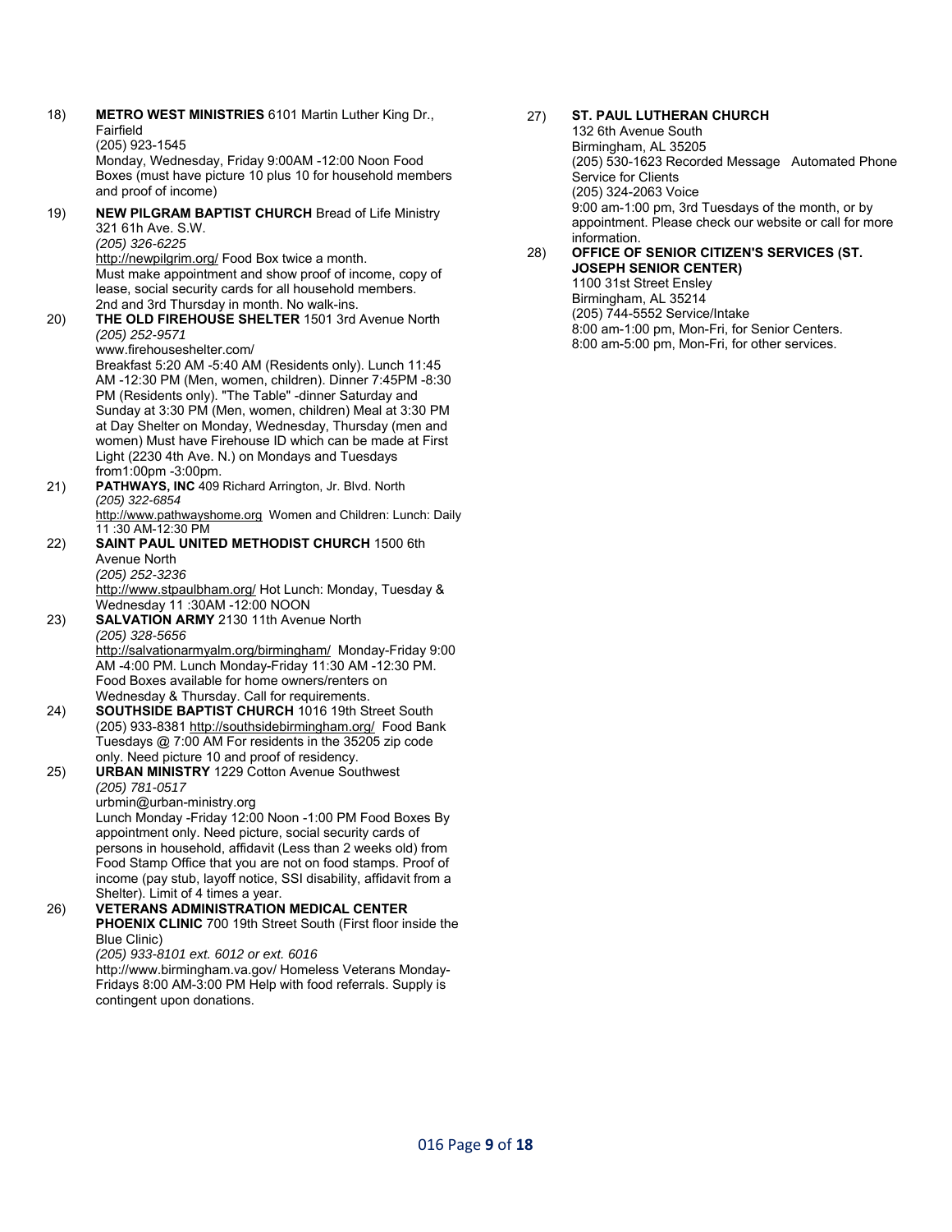18) **METRO WEST MINISTRIES** 6101 Martin Luther King Dr., Fairfield
(205) 923-1545
Monday, Wednesday, Friday 9:00AM -12:00 Noon Food Boxes (must have picture 10 plus 10 for household members and proof of income)

19) **NEW PILGRAM BAPTIST CHURCH** Bread of Life Ministry 321 61h Ave. S.W.
*(205) 326-6225*
http://newpilgrim.org/ Food Box twice a month.
Must make appointment and show proof of income, copy of lease, social security cards for all household members.
2nd and 3rd Thursday in month. No walk-ins.

20) **THE OLD FIREHOUSE SHELTER** 1501 3rd Avenue North
*(205) 252-9571*
www.firehouseshelter.com/
Breakfast 5:20 AM -5:40 AM (Residents only). Lunch 11:45 AM -12:30 PM (Men, women, children). Dinner 7:45PM -8:30 PM (Residents only). "The Table" -dinner Saturday and Sunday at 3:30 PM (Men, women, children) Meal at 3:30 PM at Day Shelter on Monday, Wednesday, Thursday (men and women) Must have Firehouse ID which can be made at First Light (2230 4th Ave. N.) on Mondays and Tuesdays from1:00pm -3:00pm.

21) **PATHWAYS, INC** 409 Richard Arrington, Jr. Blvd. North
*(205) 322-6854*
http://www.pathwayshome.org Women and Children: Lunch: Daily 11 :30 AM-12:30 PM

22) **SAINT PAUL UNITED METHODIST CHURCH** 1500 6th Avenue North
*(205) 252-3236*
http://www.stpaulbham.org/ Hot Lunch: Monday, Tuesday & Wednesday 11 :30AM -12:00 NOON

23) **SALVATION ARMY** 2130 11th Avenue North
*(205) 328-5656*
http://salvationarmyalm.org/birmingham/ Monday-Friday 9:00 AM -4:00 PM. Lunch Monday-Friday 11:30 AM -12:30 PM. Food Boxes available for home owners/renters on Wednesday & Thursday. Call for requirements.

24) **SOUTHSIDE BAPTIST CHURCH** 1016 19th Street South
(205) 933-8381 http://southsidebirmingham.org/ Food Bank Tuesdays @ 7:00 AM For residents in the 35205 zip code only. Need picture 10 and proof of residency.

25) **URBAN MINISTRY** 1229 Cotton Avenue Southwest
*(205) 781-0517*
urbmin@urban-ministry.org
Lunch Monday -Friday 12:00 Noon -1:00 PM Food Boxes By appointment only. Need picture, social security cards of persons in household, affidavit (Less than 2 weeks old) from Food Stamp Office that you are not on food stamps. Proof of income (pay stub, layoff notice, SSI disability, affidavit from a Shelter). Limit of 4 times a year.

26) **VETERANS ADMINISTRATION MEDICAL CENTER PHOENIX CLINIC** 700 19th Street South (First floor inside the Blue Clinic)
*(205) 933-8101 ext. 6012 or ext. 6016*
http://www.birmingham.va.gov/ Homeless Veterans Monday-Fridays 8:00 AM-3:00 PM Help with food referrals. Supply is contingent upon donations.

27) **ST. PAUL LUTHERAN CHURCH**
132 6th Avenue South
Birmingham, AL 35205
(205) 530-1623 Recorded Message Automated Phone Service for Clients
(205) 324-2063 Voice
9:00 am-1:00 pm, 3rd Tuesdays of the month, or by appointment. Please check our website or call for more information.

28) **OFFICE OF SENIOR CITIZEN'S SERVICES (ST. JOSEPH SENIOR CENTER)**
1100 31st Street Ensley
Birmingham, AL 35214
(205) 744-5552 Service/Intake
8:00 am-1:00 pm, Mon-Fri, for Senior Centers.
8:00 am-5:00 pm, Mon-Fri, for other services.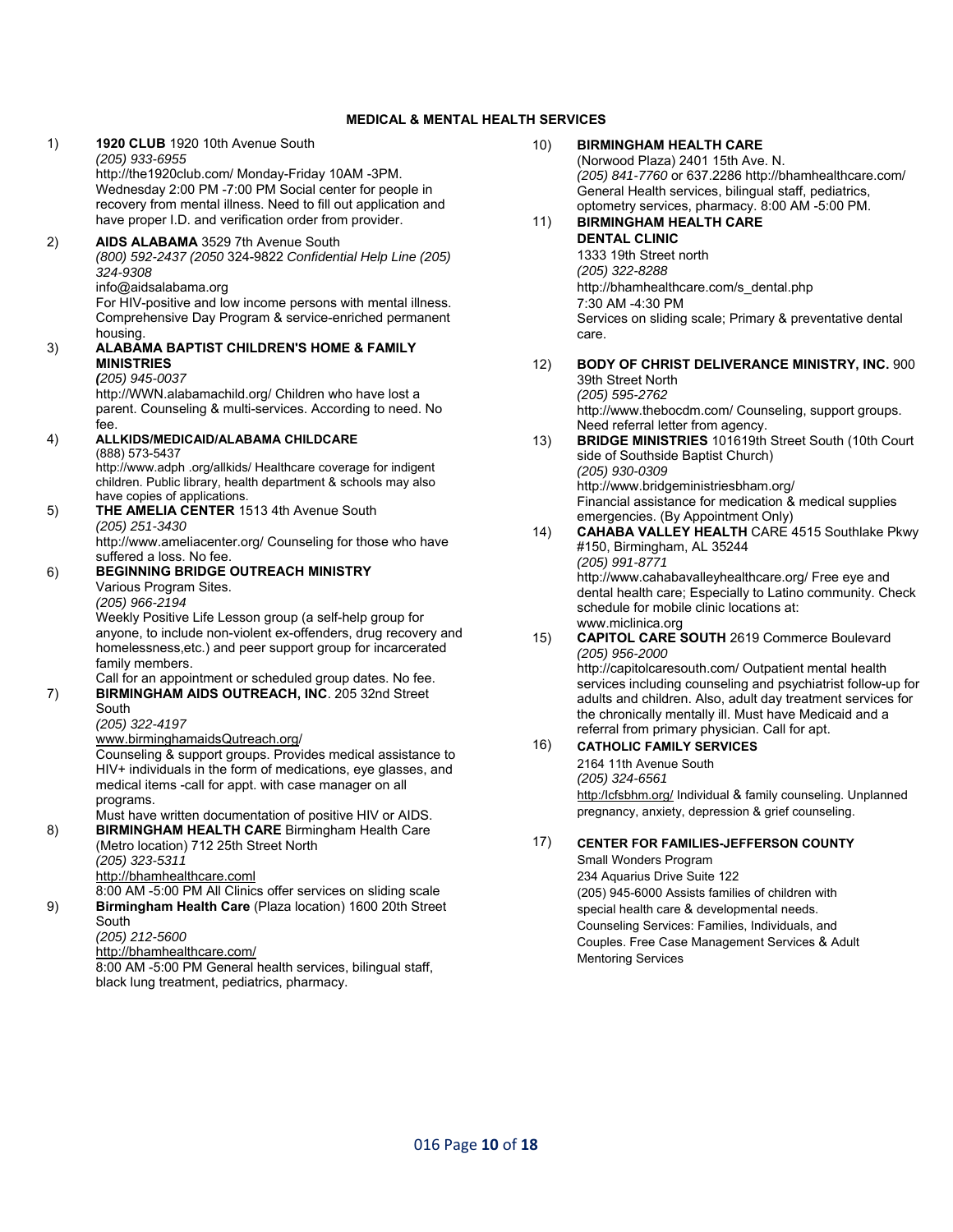## MEDICAL & MENTAL HEALTH SERVICES

1) **1920 CLUB** 1920 10th Avenue South
*(205) 933-6955*
http://the1920club.com/ Monday-Friday 10AM -3PM. Wednesday 2:00 PM -7:00 PM Social center for people in recovery from mental illness. Need to fill out application and have proper I.D. and verification order from provider.

2) **AIDS ALABAMA** 3529 7th Avenue South
*(800) 592-2437 (2050* 324-9822 *Confidential Help Line (205) 324-9308*
info@aidsalabama.org
For HIV-positive and low income persons with mental illness. Comprehensive Day Program & service-enriched permanent housing.

3) **ALABAMA BAPTIST CHILDREN'S HOME & FAMILY MINISTRIES**
***(**205) 945-0037*
http://WWN.alabamachild.org/ Children who have lost a parent. Counseling & multi-services. According to need. No fee.

4) **ALLKIDS/MEDICAID/ALABAMA CHILDCARE**
(888) 573-5437
http://www.adph .org/allkids/ Healthcare coverage for indigent children. Public library, health department & schools may also have copies of applications.

5) **THE AMELIA CENTER** 1513 4th Avenue South
*(205) 251-3430*
http://www.ameliacenter.org/ Counseling for those who have suffered a loss. No fee.

6) **BEGINNING BRIDGE OUTREACH MINISTRY**
Various Program Sites.
*(205) 966-2194*
Weekly Positive Life Lesson group (a self-help group for anyone, to include non-violent ex-offenders, drug recovery and homelessness,etc.) and peer support group for incarcerated family members.
Call for an appointment or scheduled group dates. No fee.

7) **BIRMINGHAM AIDS OUTREACH, INC**. 205 32nd Street South
*(205) 322-4197*
www.birminghamaidsQutreach.org/
Counseling & support groups. Provides medical assistance to HIV+ individuals in the form of medications, eye glasses, and medical items -call for appt. with case manager on all programs.
Must have written documentation of positive HIV or AIDS.

8) **BIRMINGHAM HEALTH CARE** Birmingham Health Care (Metro location) 712 25th Street North
*(205) 323-5311*
http://bhamhealthcare.coml
8:00 AM -5:00 PM All Clinics offer services on sliding scale

9) **Birmingham Health Care** (Plaza location) 1600 20th Street South
*(205) 212-5600*
http://bhamhealthcare.com/
8:00 AM -5:00 PM General health services, bilingual staff, black lung treatment, pediatrics, pharmacy.

10) **BIRMINGHAM HEALTH CARE**
(Norwood Plaza) 2401 15th Ave. N.
*(205) 841-7760* or 637.2286 http://bhamhealthcare.com/ General Health services, bilingual staff, pediatrics, optometry services, pharmacy. 8:00 AM -5:00 PM.

11) **BIRMINGHAM HEALTH CARE DENTAL CLINIC**
1333 19th Street north
*(205) 322-8288*
http://bhamhealthcare.com/s_dental.php
7:30 AM -4:30 PM
Services on sliding scale; Primary & preventative dental care.

12) **BODY OF CHRIST DELIVERANCE MINISTRY, INC.** 900 39th Street North
*(205) 595-2762*
http://www.thebocdm.com/ Counseling, support groups. Need referral letter from agency.

13) **BRIDGE MINISTRIES** 101619th Street South (10th Court side of Southside Baptist Church)
*(205) 930-0309*
http://www.bridgeministriesbham.org/
Financial assistance for medication & medical supplies emergencies. (By Appointment Only)

14) **CAHABA VALLEY HEALTH** CARE 4515 Southlake Pkwy #150, Birmingham, AL 35244
*(205) 991-8771*
http://www.cahabavalleyhealthcare.org/ Free eye and dental health care; Especially to Latino community. Check schedule for mobile clinic locations at: www.miclinica.org

15) **CAPITOL CARE SOUTH** 2619 Commerce Boulevard
*(205) 956-2000*
http://capitolcaresouth.com/ Outpatient mental health services including counseling and psychiatrist follow-up for adults and children. Also, adult day treatment services for the chronically mentally ill. Must have Medicaid and a referral from primary physician. Call for apt.

16) **CATHOLIC FAMILY SERVICES**
2164 11th Avenue South
*(205) 324-6561*
http:/lcfsbhm.org/ Individual & family counseling. Unplanned pregnancy, anxiety, depression & grief counseling.

17) **CENTER FOR FAMILIES-JEFFERSON COUNTY**
Small Wonders Program
234 Aquarius Drive Suite 122
(205) 945-6000 Assists families of children with special health care & developmental needs.
Counseling Services: Families, Individuals, and Couples. Free Case Management Services & Adult Mentoring Services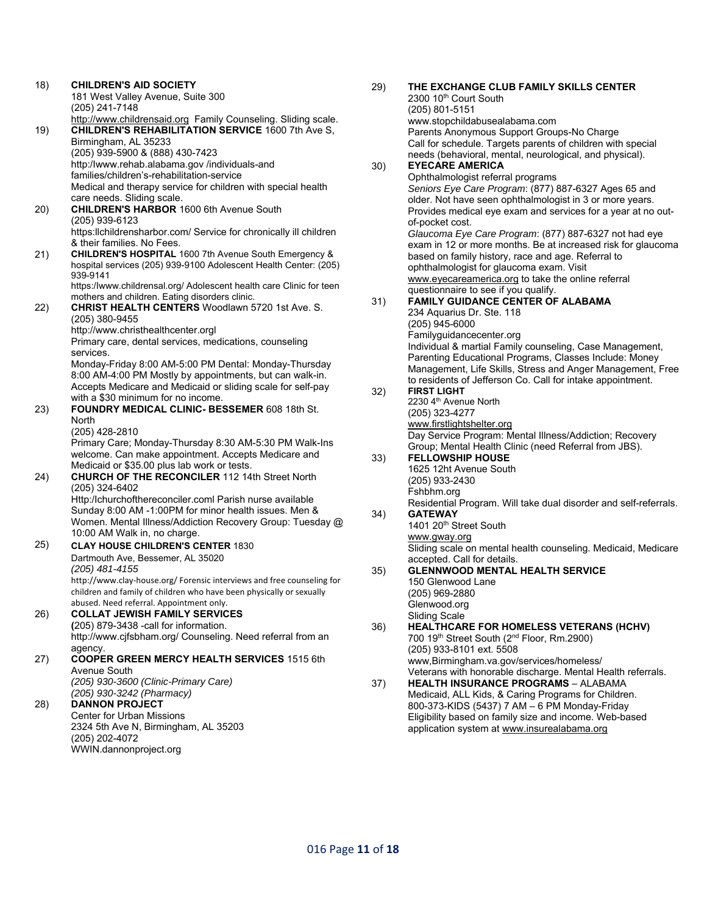18) **CHILDREN'S AID SOCIETY**
181 West Valley Avenue, Suite 300
(205) 241-7148
http://www.childrensaid.org Family Counseling. Sliding scale.

19) **CHILDREN'S REHABILITATION SERVICE** 1600 7th Ave S, Birmingham, AL 35233
(205) 939-5900 & (888) 430-7423
http:/lwww.rehab.alabama.gov /individuals-and families/children's-rehabilitation-service
Medical and therapy service for children with special health care needs. Sliding scale.

20) **CHILDREN'S HARBOR** 1600 6th Avenue South
(205) 939-6123
https:llchildrensharbor.com/ Service for chronically ill children & their families. No Fees.

21) **CHILDREN'S HOSPITAL** 1600 7th Avenue South Emergency & hospital services (205) 939-9100 Adolescent Health Center: (205) 939-9141
https:/lwww.childrensal.org/ Adolescent health care Clinic for teen mothers and children. Eating disorders clinic.

22) **CHRIST HEALTH CENTERS** Woodlawn 5720 1st Ave. S.
(205) 380-9455
http://www.christhealthcenter.orgl
Primary care, dental services, medications, counseling services.
Monday-Friday 8:00 AM-5:00 PM Dental: Monday-Thursday 8:00 AM-4:00 PM Mostly by appointments, but can walk-in. Accepts Medicare and Medicaid or sliding scale for self-pay with a $30 minimum for no income.

23) **FOUNDRY MEDICAL CLINIC- BESSEMER** 608 18th St. North
(205) 428-2810
Primary Care; Monday-Thursday 8:30 AM-5:30 PM Walk-Ins welcome. Can make appointment. Accepts Medicare and Medicaid or $35.00 plus lab work or tests.

24) **CHURCH OF THE RECONCILER** 112 14th Street North
(205) 324-6402
Http:/lchurchofthereconciler.coml Parish nurse available Sunday 8:00 AM -1:00PM for minor health issues. Men & Women. Mental Illness/Addiction Recovery Group: Tuesday @ 10:00 AM Walk in, no charge.

25) **CLAY HOUSE CHILDREN'S CENTER** 1830 Dartmouth Ave, Bessemer, AL 35020
*(205) 481-4155*
http://www.clay-house.org/ Forensic interviews and free counseling for children and family of children who have been physically or sexually abused. Need referral. Appointment only.

26) **COLLAT JEWISH FAMILY SERVICES**
**(**205) 879-3438 -call for information.
http://www.cjfsbham.org/ Counseling. Need referral from an agency.

27) **COOPER GREEN MERCY HEALTH SERVICES** 1515 6th Avenue South
*(205) 930-3600 (Clinic-Primary Care)*
*(205) 930-3242 (Pharmacy)*

28) **DANNON PROJECT**
Center for Urban Missions
2324 5th Ave N, Birmingham, AL 35203
(205) 202-4072
WWIN.dannonproject.org

29) **THE EXCHANGE CLUB FAMILY SKILLS CENTER**
2300 10th Court South
(205) 801-5151
www.stopchildabusealabama.com
Parents Anonymous Support Groups-No Charge
Call for schedule. Targets parents of children with special needs (behavioral, mental, neurological, and physical).

30) **EYECARE AMERICA**
Ophthalmologist referral programs
*Seniors Eye Care Program*: (877) 887-6327 Ages 65 and older. Not have seen ophthalmologist in 3 or more years. Provides medical eye exam and services for a year at no out-of-pocket cost.
*Glaucoma Eye Care Program*: (877) 887-6327 not had eye exam in 12 or more months. Be at increased risk for glaucoma based on family history, race and age. Referral to ophthalmologist for glaucoma exam. Visit www.eyecareamerica.org to take the online referral questionnaire to see if you qualify.

31) **FAMILY GUIDANCE CENTER OF ALABAMA**
234 Aquarius Dr. Ste. 118
(205) 945-6000
Familyguidancecenter.org
Individual & martial Family counseling, Case Management, Parenting Educational Programs, Classes Include: Money Management, Life Skills, Stress and Anger Management, Free to residents of Jefferson Co. Call for intake appointment.

32) **FIRST LIGHT**
2230 4th Avenue North
(205) 323-4277
www.firstlightshelter.org
Day Service Program: Mental Illness/Addiction; Recovery Group; Mental Health Clinic (need Referral from JBS).

33) **FELLOWSHIP HOUSE**
1625 12ht Avenue South
(205) 933-2430
Fshbhm.org
Residential Program. Will take dual disorder and self-referrals.

34) **GATEWAY**
1401 20th Street South
www.gway.org
Sliding scale on mental health counseling. Medicaid, Medicare accepted. Call for details.

35) **GLENNWOOD MENTAL HEALTH SERVICE**
150 Glenwood Lane
(205) 969-2880
Glenwood.org
Sliding Scale

36) **HEALTHCARE FOR HOMELESS VETERANS (HCHV)**
700 19th Street South (2nd Floor, Rm.2900)
(205) 933-8101 ext. 5508
www,Birmingham.va.gov/services/homeless/
Veterans with honorable discharge. Mental Health referrals.

37) **HEALTH INSURANCE PROGRAMS** – ALABAMA
Medicaid, ALL Kids, & Caring Programs for Children.
800-373-KIDS (5437) 7 AM – 6 PM Monday-Friday
Eligibility based on family size and income. Web-based application system at www.insurealabama.org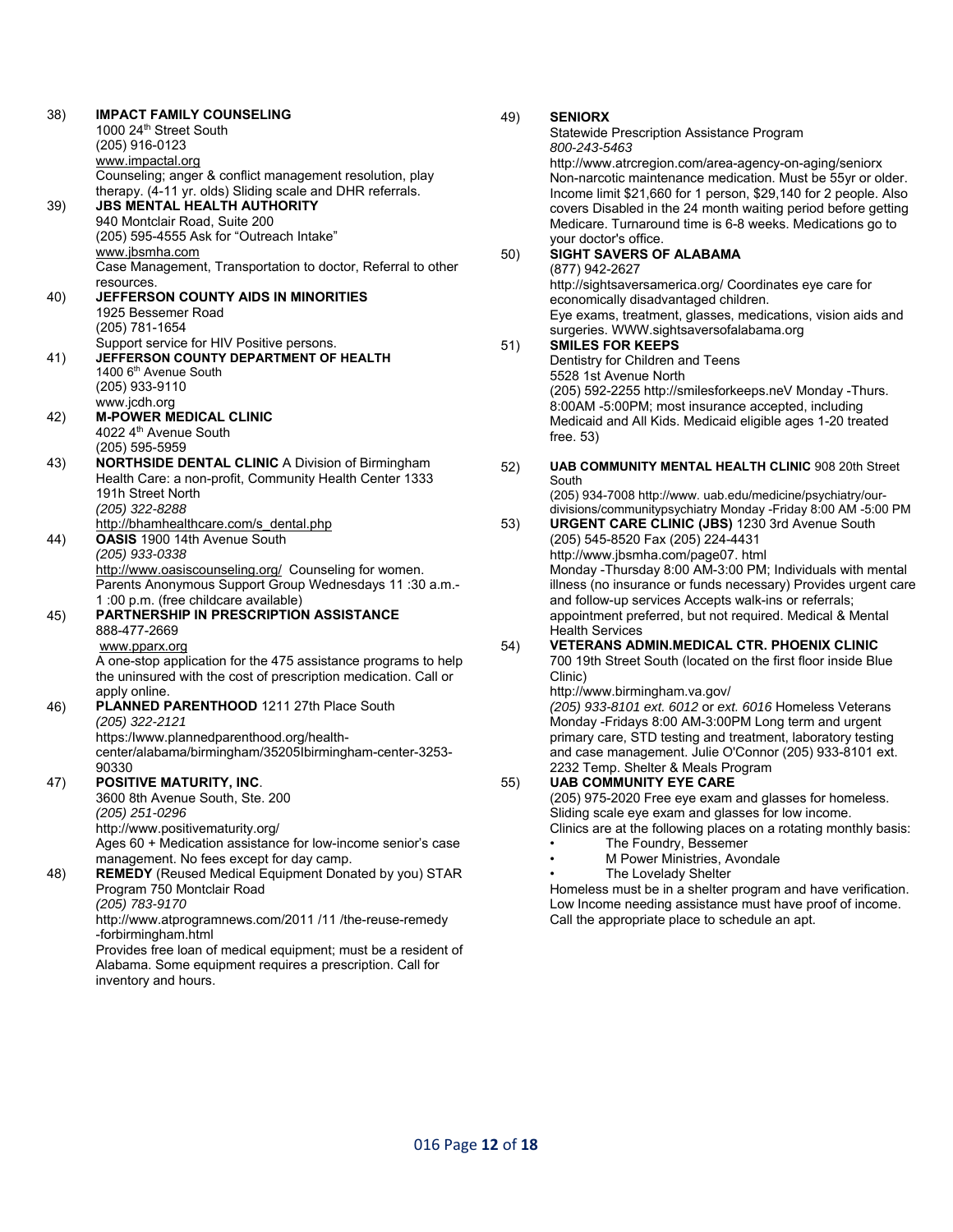38) **IMPACT FAMILY COUNSELING**
1000 24th Street South
(205) 916-0123
www.impactal.org
Counseling; anger & conflict management resolution, play therapy. (4-11 yr. olds) Sliding scale and DHR referrals.

39) **JBS MENTAL HEALTH AUTHORITY**
940 Montclair Road, Suite 200
(205) 595-4555 Ask for "Outreach Intake"
www.jbsmha.com
Case Management, Transportation to doctor, Referral to other resources.

40) **JEFFERSON COUNTY AIDS IN MINORITIES**
1925 Bessemer Road
(205) 781-1654
Support service for HIV Positive persons.

41) **JEFFERSON COUNTY DEPARTMENT OF HEALTH**
1400 6th Avenue South
(205) 933-9110
www.jcdh.org

42) **M-POWER MEDICAL CLINIC**
4022 4th Avenue South
(205) 595-5959

43) **NORTHSIDE DENTAL CLINIC** A Division of Birmingham Health Care: a non-profit, Community Health Center 1333 191h Street North
*(205) 322-8288*
http://bhamhealthcare.com/s_dental.php

44) **OASIS** 1900 14th Avenue South
*(205) 933-0338*
http://www.oasiscounseling.org/ Counseling for women. Parents Anonymous Support Group Wednesdays 11 :30 a.m.-1 :00 p.m. (free childcare available)

45) **PARTNERSHIP IN PRESCRIPTION ASSISTANCE**
888-477-2669
www.pparx.org
A one-stop application for the 475 assistance programs to help the uninsured with the cost of prescription medication. Call or apply online.

46) **PLANNED PARENTHOOD** 1211 27th Place South
*(205) 322-2121*
https:/lwww.plannedparenthood.org/health-center/alabama/birmingham/35205lbirmingham-center-3253-90330

47) **POSITIVE MATURITY, INC**.
3600 8th Avenue South, Ste. 200
*(205) 251-0296*
http://www.positivematurity.org/
Ages 60 + Medication assistance for low-income senior's case management. No fees except for day camp.

48) **REMEDY** (Reused Medical Equipment Donated by you) STAR Program 750 Montclair Road
*(205) 783-9170*
http://www.atprogramnews.com/2011 /11 /the-reuse-remedy -forbirmingham.html
Provides free loan of medical equipment; must be a resident of Alabama. Some equipment requires a prescription. Call for inventory and hours.

49) **SENIORX**
Statewide Prescription Assistance Program
*800-243-5463*
http://www.atrcregion.com/area-agency-on-aging/seniorx
Non-narcotic maintenance medication. Must be 55yr or older. Income limit $21,660 for 1 person, $29,140 for 2 people. Also covers Disabled in the 24 month waiting period before getting Medicare. Turnaround time is 6-8 weeks. Medications go to your doctor's office.

50) **SIGHT SAVERS OF ALABAMA**
(877) 942-2627
http://sightsaversamerica.org/ Coordinates eye care for economically disadvantaged children.
Eye exams, treatment, glasses, medications, vision aids and surgeries. WWW.sightsaversofalabama.org

51) **SMILES FOR KEEPS**
Dentistry for Children and Teens
5528 1st Avenue North
(205) 592-2255 http://smilesforkeeps.neV Monday -Thurs. 8:00AM -5:00PM; most insurance accepted, including Medicaid and All Kids. Medicaid eligible ages 1-20 treated free. 53)

52) **UAB COMMUNITY MENTAL HEALTH CLINIC** 908 20th Street South
(205) 934-7008 http://www. uab.edu/medicine/psychiatry/our-divisions/communitypsychiatry Monday -Friday 8:00 AM -5:00 PM

53) **URGENT CARE CLINIC (JBS)** 1230 3rd Avenue South
(205) 545-8520 Fax (205) 224-4431
http://www.jbsmha.com/page07. html
Monday -Thursday 8:00 AM-3:00 PM; Individuals with mental illness (no insurance or funds necessary) Provides urgent care and follow-up services Accepts walk-ins or referrals; appointment preferred, but not required. Medical & Mental Health Services

54) **VETERANS ADMIN.MEDICAL CTR. PHOENIX CLINIC**
700 19th Street South (located on the first floor inside Blue Clinic)
http://www.birmingham.va.gov/
*(205) 933-8101 ext. 6012* or *ext. 6016* Homeless Veterans Monday -Fridays 8:00 AM-3:00PM Long term and urgent primary care, STD testing and treatment, laboratory testing and case management. Julie O'Connor (205) 933-8101 ext. 2232 Temp. Shelter & Meals Program

55) **UAB COMMUNITY EYE CARE**
(205) 975-2020 Free eye exam and glasses for homeless. Sliding scale eye exam and glasses for low income.
Clinics are at the following places on a rotating monthly basis:

- The Foundry, Bessemer
- M Power Ministries, Avondale
- The Lovelady Shelter

Homeless must be in a shelter program and have verification. Low Income needing assistance must have proof of income. Call the appropriate place to schedule an apt.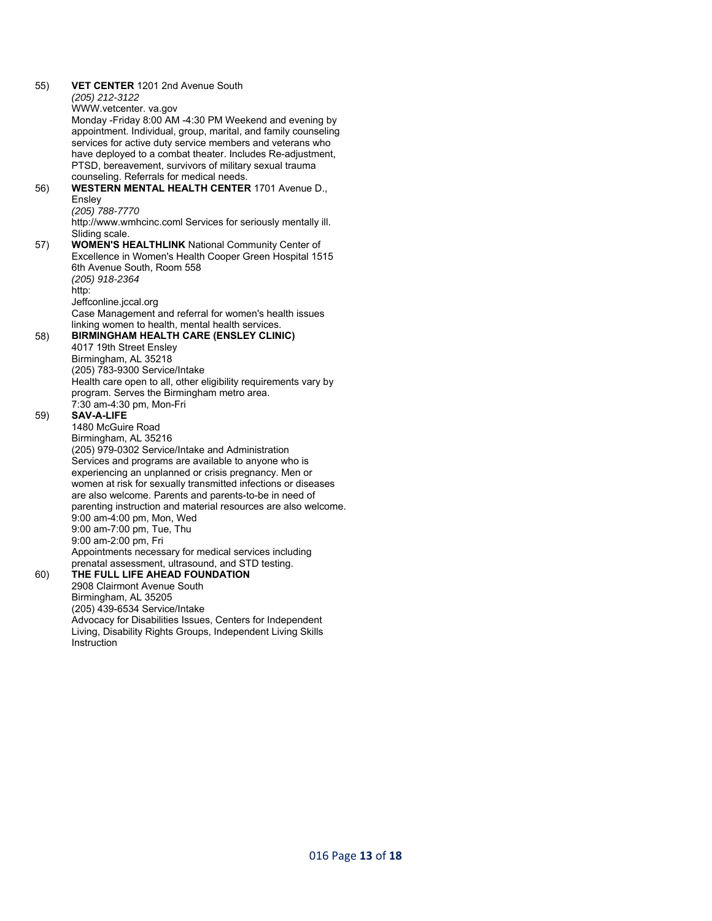55) **VET CENTER** 1201 2nd Avenue South
*(205) 212-3122*
WWW.vetcenter. va.gov
Monday -Friday 8:00 AM -4:30 PM Weekend and evening by appointment. Individual, group, marital, and family counseling services for active duty service members and veterans who have deployed to a combat theater. Includes Re-adjustment, PTSD, bereavement, survivors of military sexual trauma counseling. Referrals for medical needs.

56) **WESTERN MENTAL HEALTH CENTER** 1701 Avenue D., Ensley
*(205) 788-7770*
http://www.wmhcinc.coml Services for seriously mentally ill. Sliding scale.

57) **WOMEN'S HEALTHLINK** National Community Center of Excellence in Women's Health Cooper Green Hospital 1515 6th Avenue South, Room 558
*(205) 918-2364*
http:
Jeffconline.jccal.org
Case Management and referral for women's health issues linking women to health, mental health services.

58) **BIRMINGHAM HEALTH CARE (ENSLEY CLINIC)**
4017 19th Street Ensley
Birmingham, AL 35218
(205) 783-9300 Service/Intake
Health care open to all, other eligibility requirements vary by program. Serves the Birmingham metro area.
7:30 am-4:30 pm, Mon-Fri

59) **SAV-A-LIFE**
1480 McGuire Road
Birmingham, AL 35216
(205) 979-0302 Service/Intake and Administration
Services and programs are available to anyone who is experiencing an unplanned or crisis pregnancy. Men or women at risk for sexually transmitted infections or diseases are also welcome. Parents and parents-to-be in need of parenting instruction and material resources are also welcome.
9:00 am-4:00 pm, Mon, Wed
9:00 am-7:00 pm, Tue, Thu
9:00 am-2:00 pm, Fri
Appointments necessary for medical services including prenatal assessment, ultrasound, and STD testing.

60) **THE FULL LIFE AHEAD FOUNDATION**
2908 Clairmont Avenue South
Birmingham, AL 35205
(205) 439-6534 Service/Intake
Advocacy for Disabilities Issues, Centers for Independent Living, Disability Rights Groups, Independent Living Skills Instruction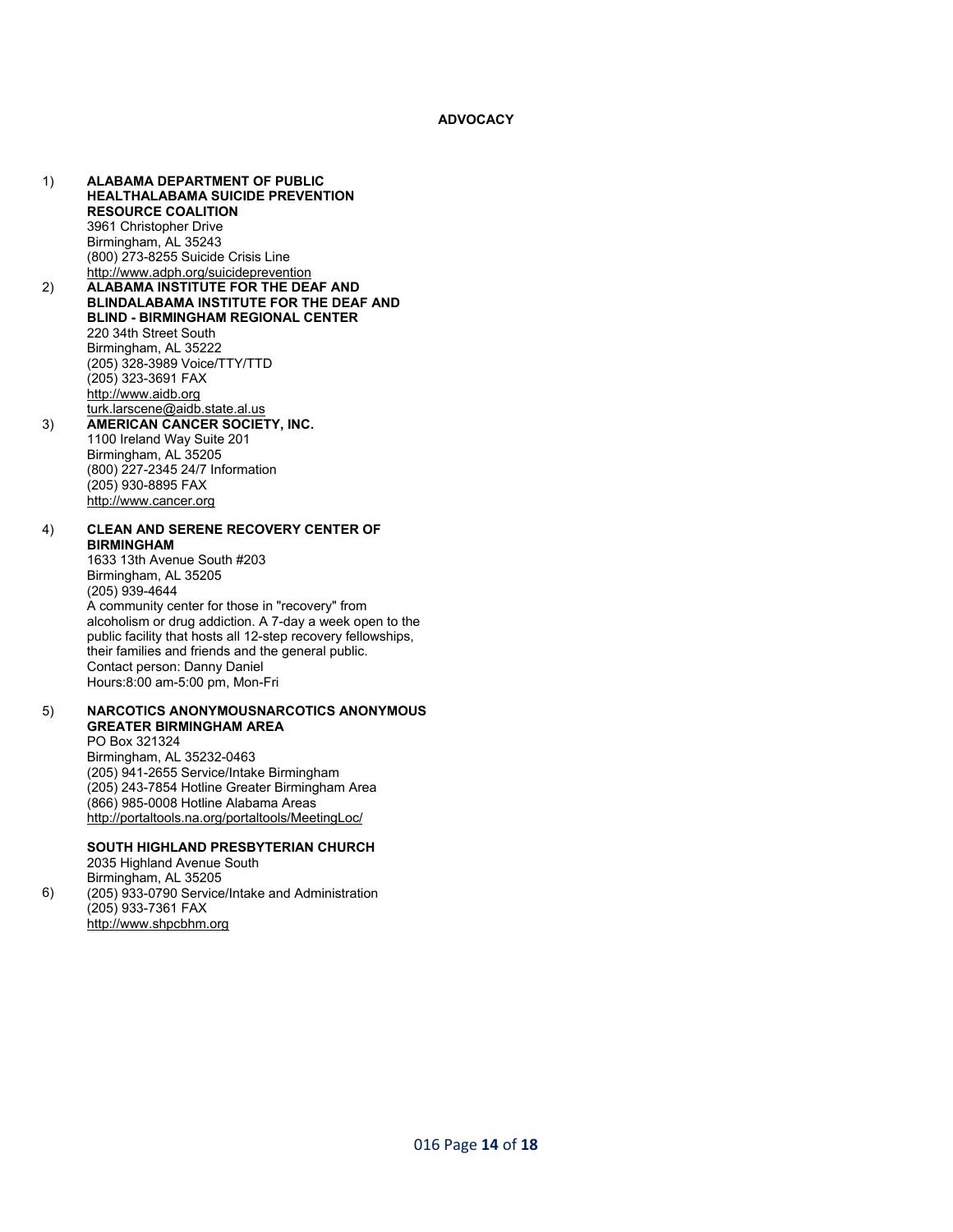## ADVOCACY

1) **ALABAMA DEPARTMENT OF PUBLIC HEALTHALABAMA SUICIDE PREVENTION RESOURCE COALITION**
   3961 Christopher Drive
   Birmingham, AL 35243
   (800) 273-8255 Suicide Crisis Line
   http://www.adph.org/suicideprevention

2) **ALABAMA INSTITUTE FOR THE DEAF AND BLINDALABAMA INSTITUTE FOR THE DEAF AND BLIND - BIRMINGHAM REGIONAL CENTER**
   220 34th Street South
   Birmingham, AL 35222
   (205) 328-3989 Voice/TTY/TTD
   (205) 323-3691 FAX
   http://www.aidb.org
   turk.larscene@aidb.state.al.us

3) **AMERICAN CANCER SOCIETY, INC.**
   1100 Ireland Way Suite 201
   Birmingham, AL 35205
   (800) 227-2345 24/7 Information
   (205) 930-8895 FAX
   http://www.cancer.org

4) **CLEAN AND SERENE RECOVERY CENTER OF BIRMINGHAM**
   1633 13th Avenue South #203
   Birmingham, AL 35205
   (205) 939-4644
   A community center for those in "recovery" from alcoholism or drug addiction. A 7-day a week open to the public facility that hosts all 12-step recovery fellowships, their families and friends and the general public.
   Contact person: Danny Daniel
   Hours:8:00 am-5:00 pm, Mon-Fri

5) **NARCOTICS ANONYMOUSNARCOTICS ANONYMOUS GREATER BIRMINGHAM AREA**
   PO Box 321324
   Birmingham, AL 35232-0463
   (205) 941-2655 Service/Intake Birmingham
   (205) 243-7854 Hotline Greater Birmingham Area
   (866) 985-0008 Hotline Alabama Areas
   http://portaltools.na.org/portaltools/MeetingLoc/

6) **SOUTH HIGHLAND PRESBYTERIAN CHURCH**
   2035 Highland Avenue South
   Birmingham, AL 35205
   (205) 933-0790 Service/Intake and Administration
   (205) 933-7361 FAX
   http://www.shpcbhm.org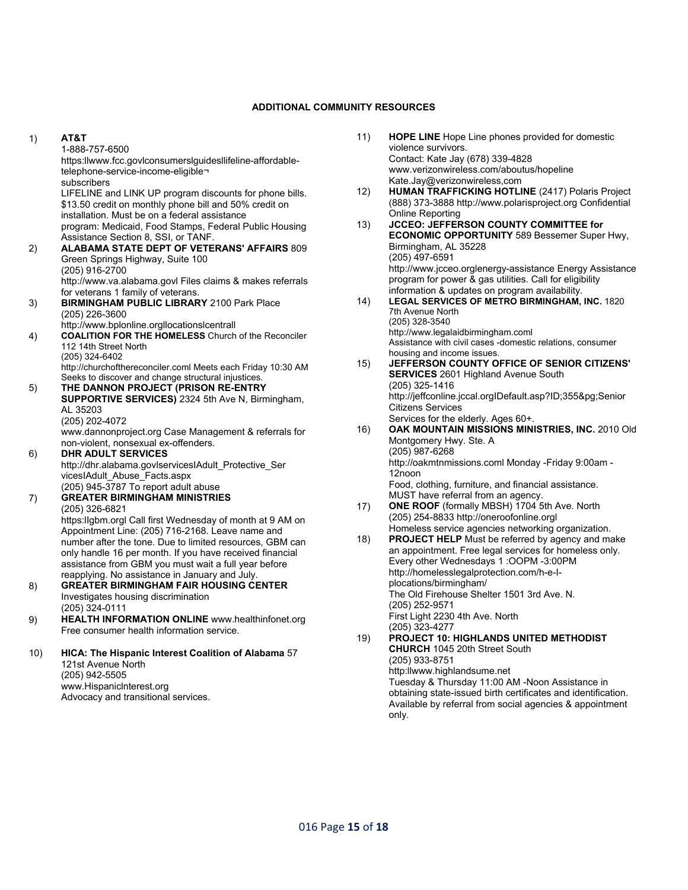**ADDITIONAL COMMUNITY RESOURCES**

1) **AT&T**
   1-888-757-6500
   https:llwww.fcc.govlconsumerslguidesllifeline-affordable-telephone-service-income-eligible¬subscribers
   LIFELINE and LINK UP program discounts for phone bills. $13.50 credit on monthly phone bill and 50% credit on installation. Must be on a federal assistance program: Medicaid, Food Stamps, Federal Public Housing Assistance Section 8, SSI, or TANF.

2) **ALABAMA STATE DEPT OF VETERANS' AFFAIRS** 809 Green Springs Highway, Suite 100
   (205) 916-2700
   http://www.va.alabama.govl Files claims & makes referrals for veterans 1 family of veterans.

3) **BIRMINGHAM PUBLIC LIBRARY** 2100 Park Place
   (205) 226-3600
   http://www.bplonline.orgllocationslcentrall

4) **COALITION FOR THE HOMELESS** Church of the Reconciler 112 14th Street North
   (205) 324-6402
   http://churchofthereconciler.coml Meets each Friday 10:30 AM Seeks to discover and change structural injustices.

5) **THE DANNON PROJECT (PRISON RE-ENTRY SUPPORTIVE SERVICES)** 2324 5th Ave N, Birmingham, AL 35203
   (205) 202-4072
   www.dannonproject.org Case Management & referrals for non-violent, nonsexual ex-offenders.

6) **DHR ADULT SERVICES**
   http://dhr.alabama.govlservicesIAdult_Protective_ServicesIAdult_Abuse_Facts.aspx
   (205) 945-3787 To report adult abuse

7) **GREATER BIRMINGHAM MINISTRIES**
   (205) 326-6821
   https:llgbm.orgl Call first Wednesday of month at 9 AM on Appointment Line: (205) 716-2168. Leave name and number after the tone. Due to limited resources, GBM can only handle 16 per month. If you have received financial assistance from GBM you must wait a full year before reapplying. No assistance in January and July.

8) **GREATER BIRMINGHAM FAIR HOUSING CENTER**
   Investigates housing discrimination
   (205) 324-0111

9) **HEALTH INFORMATION ONLINE** www.healthinfonet.org Free consumer health information service.

10) **HICA: The Hispanic Interest Coalition of Alabama** 57 121st Avenue North
    (205) 942-5505
    www.Hispaniclnterest.org
    Advocacy and transitional services.

11) **HOPE LINE** Hope Line phones provided for domestic violence survivors.
    Contact: Kate Jay (678) 339-4828
    www.verizonwireless.com/aboutus/hopeline
    Kate.Jay@verizonwireless,com

12) **HUMAN TRAFFICKING HOTLINE** (2417) Polaris Project (888) 373-3888 http://www.polarisproject.org Confidential Online Reporting

13) **JCCEO: JEFFERSON COUNTY COMMITTEE for ECONOMIC OPPORTUNITY** 589 Bessemer Super Hwy, Birmingham, AL 35228
    (205) 497-6591
    http://www.jcceo.orglenergy-assistance Energy Assistance program for power & gas utilities. Call for eligibility information & updates on program availability.

14) **LEGAL SERVICES OF METRO BIRMINGHAM, INC.** 1820 7th Avenue North
    (205) 328-3540
    http://www.legalaidbirmingham.coml
    Assistance with civil cases -domestic relations, consumer housing and income issues.

15) **JEFFERSON COUNTY OFFICE OF SENIOR CITIZENS' SERVICES** 2601 Highland Avenue South
    (205) 325-1416
    http://jeffconline.jccal.orgIDefault.asp?ID;355&pg;Senior Citizens Services
    Services for the elderly. Ages 60+.

16) **OAK MOUNTAIN MISSIONS MINISTRIES, INC.** 2010 Old Montgomery Hwy. Ste. A
    (205) 987-6268
    http://oakmtnmissions.coml Monday -Friday 9:00am - 12noon
    Food, clothing, furniture, and financial assistance. MUST have referral from an agency.

17) **ONE ROOF** (formally MBSH) 1704 5th Ave. North
    (205) 254-8833 http://oneroofonline.orgl
    Homeless service agencies networking organization.

18) **PROJECT HELP** Must be referred by agency and make an appointment. Free legal services for homeless only. Every other Wednesdays 1 :OOPM -3:00PM
    http://homelesslegalprotection.com/h-e-l-plocations/birmingham/
    The Old Firehouse Shelter 1501 3rd Ave. N.
    (205) 252-9571
    First Light 2230 4th Ave. North
    (205) 323-4277

19) **PROJECT 10: HIGHLANDS UNITED METHODIST CHURCH** 1045 20th Street South
    (205) 933-8751
    http:llwww.highlandsume.net
    Tuesday & Thursday 11:00 AM -Noon Assistance in obtaining state-issued birth certificates and identification. Available by referral from social agencies & appointment only.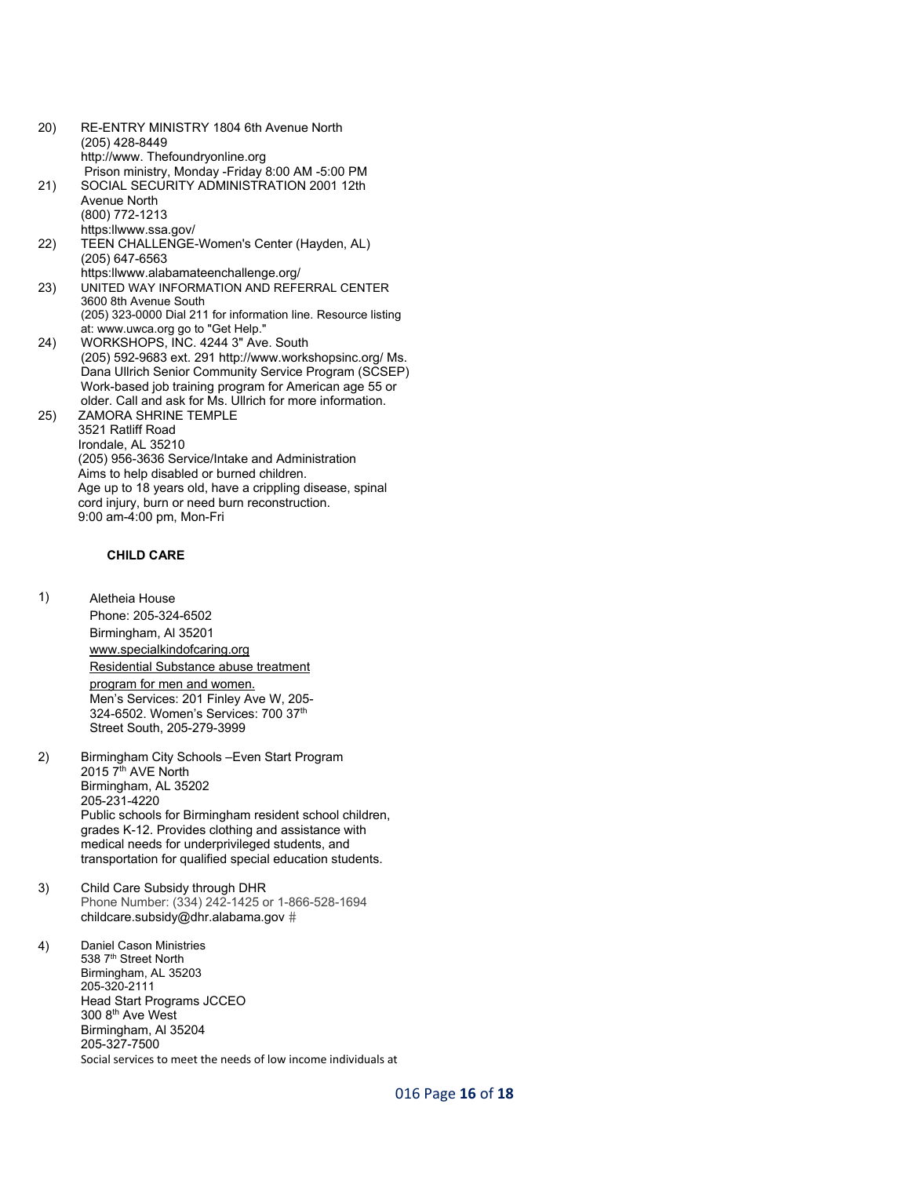20) RE-ENTRY MINISTRY 1804 6th Avenue North
(205) 428-8449
http://www. Thefoundryonline.org
Prison ministry, Monday -Friday 8:00 AM -5:00 PM

21) SOCIAL SECURITY ADMINISTRATION 2001 12th Avenue North
(800) 772-1213
https:llwww.ssa.gov/

22) TEEN CHALLENGE-Women's Center (Hayden, AL)
(205) 647-6563
https:llwww.alabamateenchallenge.org/

23) UNITED WAY INFORMATION AND REFERRAL CENTER
3600 8th Avenue South
(205) 323-0000 Dial 211 for information line. Resource listing at: www.uwca.org go to "Get Help."

24) WORKSHOPS, INC. 4244 3" Ave. South
(205) 592-9683 ext. 291 http://www.workshopsinc.org/ Ms. Dana Ullrich Senior Community Service Program (SCSEP) Work-based job training program for American age 55 or older. Call and ask for Ms. Ullrich for more information.

25) ZAMORA SHRINE TEMPLE
3521 Ratliff Road
Irondale, AL 35210
(205) 956-3636 Service/Intake and Administration
Aims to help disabled or burned children.
Age up to 18 years old, have a crippling disease, spinal cord injury, burn or need burn reconstruction.
9:00 am-4:00 pm, Mon-Fri

**CHILD CARE**

1) Aletheia House
Phone: 205-324-6502
Birmingham, Al 35201
www.specialkindofcaring.org
Residential Substance abuse treatment program for men and women.
Men's Services: 201 Finley Ave W, 205-324-6502. Women's Services: 700 37th Street South, 205-279-3999

2) Birmingham City Schools –Even Start Program
2015 7th AVE North
Birmingham, AL 35202
205-231-4220
Public schools for Birmingham resident school children, grades K-12. Provides clothing and assistance with medical needs for underprivileged students, and transportation for qualified special education students.

3) Child Care Subsidy through DHR
Phone Number: (334) 242-1425 or 1-866-528-1694
childcare.subsidy@dhr.alabama.gov #

4) Daniel Cason Ministries
538 7th Street North
Birmingham, AL 35203
205-320-2111
Head Start Programs JCCEO
300 8th Ave West
Birmingham, Al 35204
205-327-7500
Social services to meet the needs of low income individuals at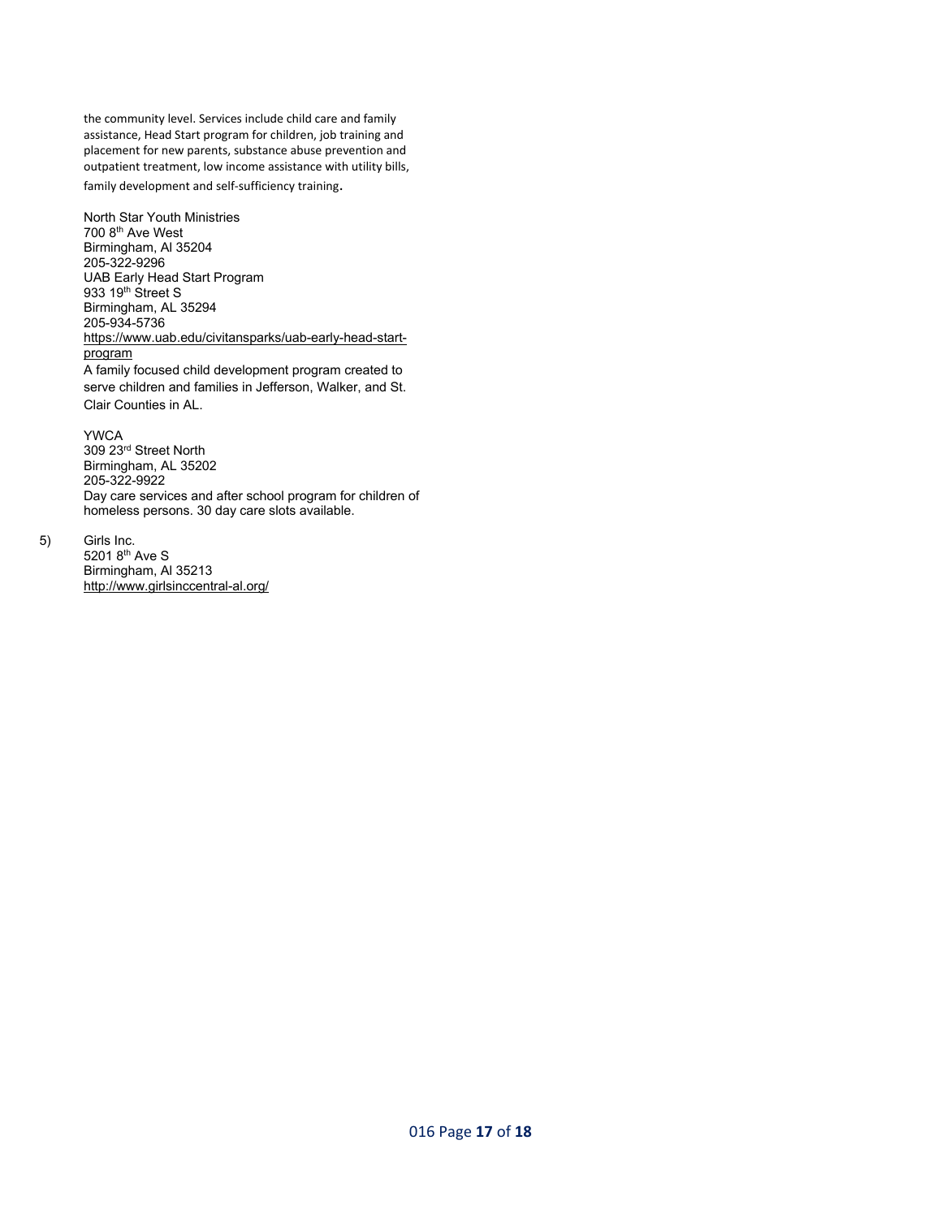the community level. Services include child care and family assistance, Head Start program for children, job training and placement for new parents, substance abuse prevention and outpatient treatment, low income assistance with utility bills, family development and self-sufficiency training.

North Star Youth Ministries
700 8th Ave West
Birmingham, Al 35204
205-322-9296

UAB Early Head Start Program
933 19th Street S
Birmingham, AL 35294
205-934-5736
https://www.uab.edu/civitansparks/uab-early-head-start-program
A family focused child development program created to serve children and families in Jefferson, Walker, and St. Clair Counties in AL.

YWCA
309 23rd Street North
Birmingham, AL 35202
205-322-9922
Day care services and after school program for children of homeless persons. 30 day care slots available.

5) Girls Inc.
5201 8th Ave S
Birmingham, Al 35213
http://www.girlsinccentral-al.org/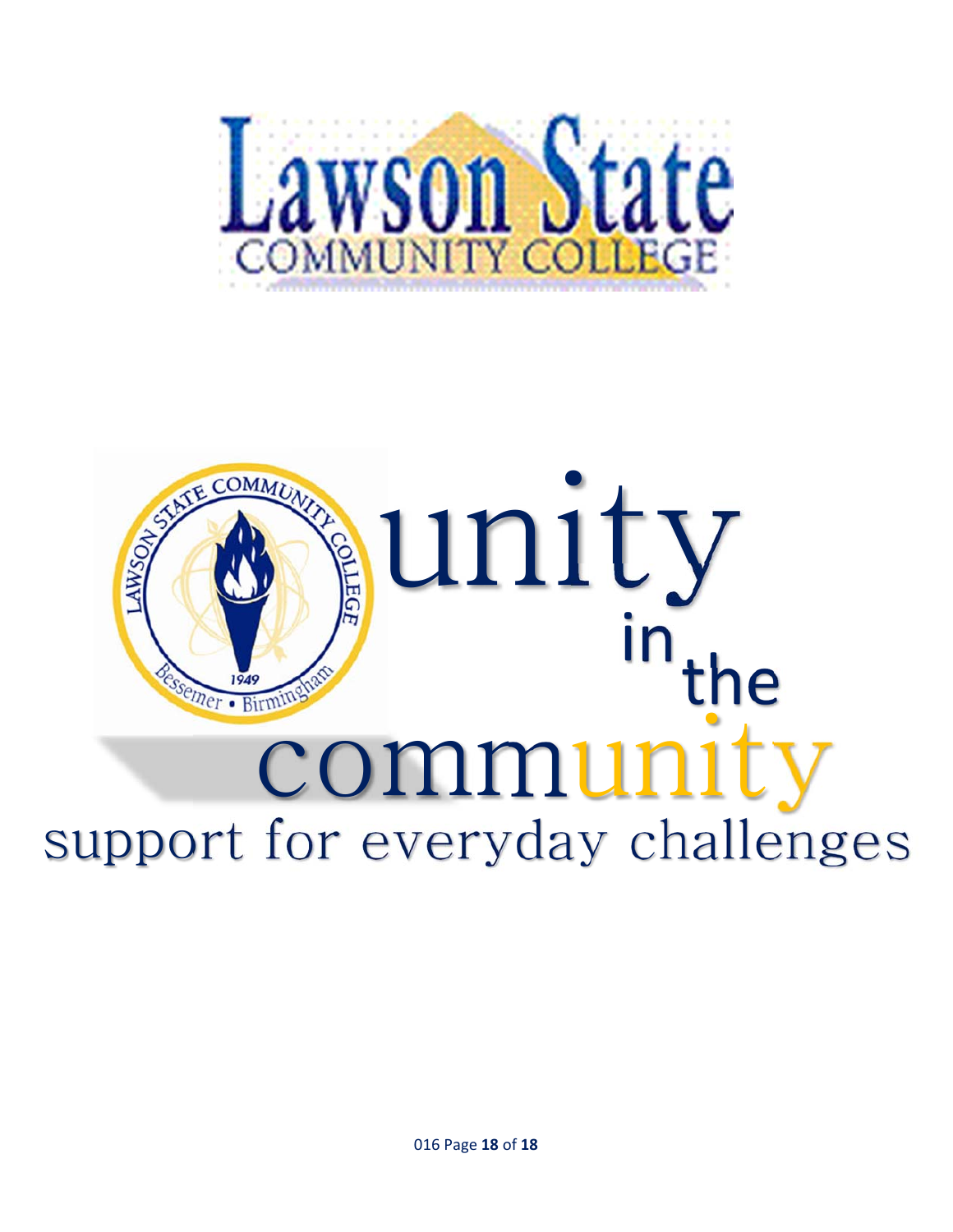# Lawson State

COMMUNITY COLLEGE

unity

in the

community

support for everyday challenges